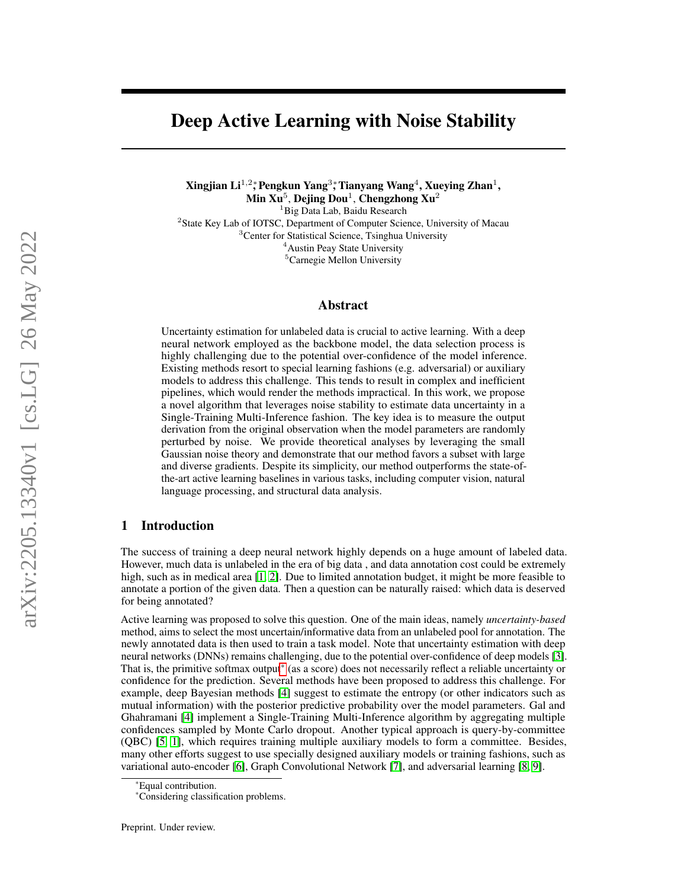# Deep Active Learning with Noise Stability

**Xingjian Li**[1,2,*], **Pengkun Yang**[3,*], **Tianyang Wang**[4], **Xueying Zhan**[1], **Min Xu**[5], **Dejing Dou**[1], **Chengzhong Xu**[2]

[1]Big Data Lab, Baidu Research
[2]State Key Lab of IOTSC, Department of Computer Science, University of Macau
[3]Center for Statistical Science, Tsinghua University
[4]Austin Peay State University
[5]Carnegie Mellon University

## Abstract

Uncertainty estimation for unlabeled data is crucial to active learning. With a deep neural network employed as the backbone model, the data selection process is highly challenging due to the potential over-confidence of the model inference. Existing methods resort to special learning fashions (e.g. adversarial) or auxiliary models to address this challenge. This tends to result in complex and inefficient pipelines, which would render the methods impractical. In this work, we propose a novel algorithm that leverages noise stability to estimate data uncertainty in a Single-Training Multi-Inference fashion. The key idea is to measure the output derivation from the original observation when the model parameters are randomly perturbed by noise. We provide theoretical analyses by leveraging the small Gaussian noise theory and demonstrate that our method favors a subset with large and diverse gradients. Despite its simplicity, our method outperforms the state-of-the-art active learning baselines in various tasks, including computer vision, natural language processing, and structural data analysis.

## 1 Introduction

The success of training a deep neural network highly depends on a huge amount of labeled data. However, much data is unlabeled in the era of big data , and data annotation cost could be extremely high, such as in medical area [1, 2]. Due to limited annotation budget, it might be more feasible to annotate a portion of the given data. Then a question can be naturally raised: which data is deserved for being annotated?

Active learning was proposed to solve this question. One of the main ideas, namely *uncertainty-based* method, aims to select the most uncertain/informative data from an unlabeled pool for annotation. The newly annotated data is then used to train a task model. Note that uncertainty estimation with deep neural networks (DNNs) remains challenging, due to the potential over-confidence of deep models [3]. That is, the primitive softmax output[*] (as a score) does not necessarily reflect a reliable uncertainty or confidence for the prediction. Several methods have been proposed to address this challenge. For example, deep Bayesian methods [4] suggest to estimate the entropy (or other indicators such as mutual information) with the posterior predictive probability over the model parameters. Gal and Ghahramani [4] implement a Single-Training Multi-Inference algorithm by aggregating multiple confidences sampled by Monte Carlo dropout. Another typical approach is query-by-committee (QBC) [5, 1], which requires training multiple auxiliary models to form a committee. Besides, many other efforts suggest to use specially designed auxiliary models or training fashions, such as variational auto-encoder [6], Graph Convolutional Network [7], and adversarial learning [8, 9].

[*]Equal contribution.
[*]Considering classification problems.

Preprint. Under review.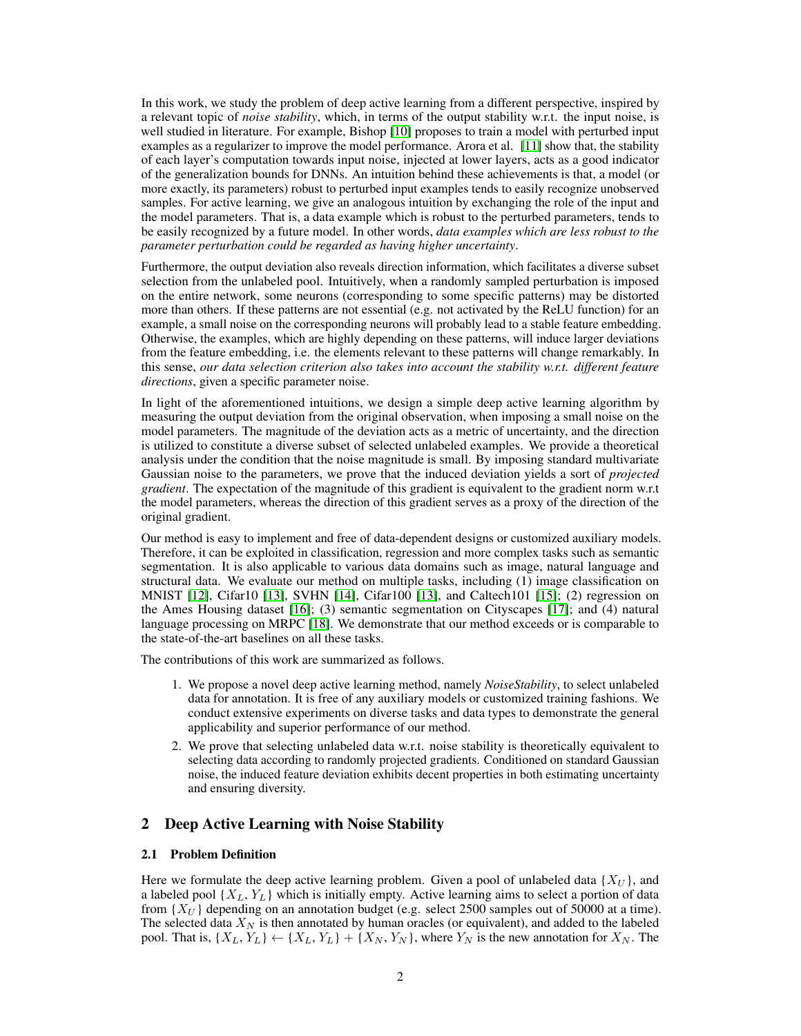In this work, we study the problem of deep active learning from a different perspective, inspired by a relevant topic of *noise stability*, which, in terms of the output stability w.r.t. the input noise, is well studied in literature. For example, Bishop [10] proposes to train a model with perturbed input examples as a regularizer to improve the model performance. Arora et al. [11] show that, the stability of each layer's computation towards input noise, injected at lower layers, acts as a good indicator of the generalization bounds for DNNs. An intuition behind these achievements is that, a model (or more exactly, its parameters) robust to perturbed input examples tends to easily recognize unobserved samples. For active learning, we give an analogous intuition by exchanging the role of the input and the model parameters. That is, a data example which is robust to the perturbed parameters, tends to be easily recognized by a future model. In other words, *data examples which are less robust to the parameter perturbation could be regarded as having higher uncertainty*.

Furthermore, the output deviation also reveals direction information, which facilitates a diverse subset selection from the unlabeled pool. Intuitively, when a randomly sampled perturbation is imposed on the entire network, some neurons (corresponding to some specific patterns) may be distorted more than others. If these patterns are not essential (e.g. not activated by the ReLU function) for an example, a small noise on the corresponding neurons will probably lead to a stable feature embedding. Otherwise, the examples, which are highly depending on these patterns, will induce larger deviations from the feature embedding, i.e. the elements relevant to these patterns will change remarkably. In this sense, *our data selection criterion also takes into account the stability w.r.t. different feature directions*, given a specific parameter noise.

In light of the aforementioned intuitions, we design a simple deep active learning algorithm by measuring the output deviation from the original observation, when imposing a small noise on the model parameters. The magnitude of the deviation acts as a metric of uncertainty, and the direction is utilized to constitute a diverse subset of selected unlabeled examples. We provide a theoretical analysis under the condition that the noise magnitude is small. By imposing standard multivariate Gaussian noise to the parameters, we prove that the induced deviation yields a sort of *projected gradient*. The expectation of the magnitude of this gradient is equivalent to the gradient norm w.r.t the model parameters, whereas the direction of this gradient serves as a proxy of the direction of the original gradient.

Our method is easy to implement and free of data-dependent designs or customized auxiliary models. Therefore, it can be exploited in classification, regression and more complex tasks such as semantic segmentation. It is also applicable to various data domains such as image, natural language and structural data. We evaluate our method on multiple tasks, including (1) image classification on MNIST [12], Cifar10 [13], SVHN [14], Cifar100 [13], and Caltech101 [15]; (2) regression on the Ames Housing dataset [16]; (3) semantic segmentation on Cityscapes [17]; and (4) natural language processing on MRPC [18]. We demonstrate that our method exceeds or is comparable to the state-of-the-art baselines on all these tasks.

The contributions of this work are summarized as follows.

1. We propose a novel deep active learning method, namely *NoiseStability*, to select unlabeled data for annotation. It is free of any auxiliary models or customized training fashions. We conduct extensive experiments on diverse tasks and data types to demonstrate the general applicability and superior performance of our method.
2. We prove that selecting unlabeled data w.r.t. noise stability is theoretically equivalent to selecting data according to randomly projected gradients. Conditioned on standard Gaussian noise, the induced feature deviation exhibits decent properties in both estimating uncertainty and ensuring diversity.

## 2 Deep Active Learning with Noise Stability

### 2.1 Problem Definition

Here we formulate the deep active learning problem. Given a pool of unlabeled data $\{X_U\}$, and a labeled pool $\{X_L, Y_L\}$ which is initially empty. Active learning aims to select a portion of data from $\{X_U\}$ depending on an annotation budget (e.g. select 2500 samples out of 50000 at a time). The selected data $X_N$ is then annotated by human oracles (or equivalent), and added to the labeled pool. That is, $\{X_L, Y_L\} \leftarrow \{X_L, Y_L\} + \{X_N, Y_N\}$, where $Y_N$ is the new annotation for $X_N$. The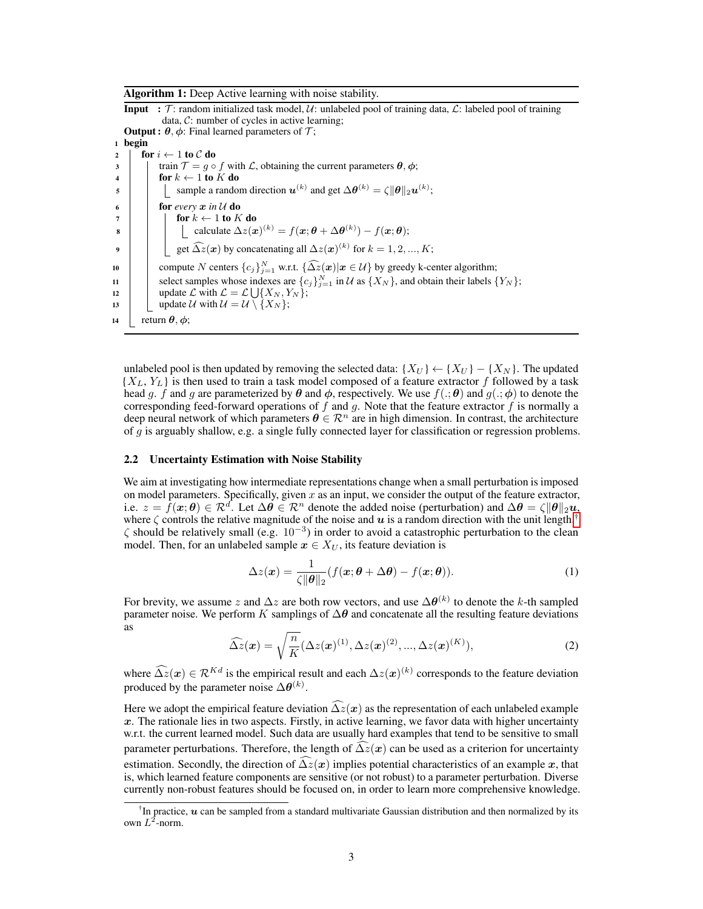**Algorithm 1:** Deep Active learning with noise stability.

**Input :** $\mathcal{T}$: random initialized task model, $\mathcal{U}$: unlabeled pool of training data, $\mathcal{L}$: labeled pool of training data, $\mathcal{C}$: number of cycles in active learning;

**Output :** $\boldsymbol{\theta}, \boldsymbol{\phi}$: Final learned parameters of $\mathcal{T}$;

```
1  begin
2      for i ← 1 to C do
3          train T = g ∘ f with L, obtaining the current parameters θ, φ;
4          for k ← 1 to K do
5              sample a random direction u^(k) and get Δθ^(k) = ζ‖θ‖₂ u^(k);
6          for every x in U do
7              for k ← 1 to K do
8                  calculate Δz(x)^(k) = f(x; θ + Δθ^(k)) − f(x; θ);
9              get Δẑ(x) by concatenating all Δz(x)^(k) for k = 1, 2, ..., K;
10         compute N centers {c_j}_{j=1}^N w.r.t. {Δẑ(x) | x ∈ U} by greedy k-center algorithm;
11         select samples whose indexes are {c_j}_{j=1}^N in U as {X_N}, and obtain their labels {Y_N};
12         update L with L = L ⋃ {X_N, Y_N};
13         update U with U = U \ {X_N};
14     return θ, φ;
```

unlabeled pool is then updated by removing the selected data: $\{X_U\} \leftarrow \{X_U\} - \{X_N\}$. The updated $\{X_L, Y_L\}$ is then used to train a task model composed of a feature extractor $f$ followed by a task head $g$. $f$ and $g$ are parameterized by $\boldsymbol{\theta}$ and $\boldsymbol{\phi}$, respectively. We use $f(.;\boldsymbol{\theta})$ and $g(.;\boldsymbol{\phi})$ to denote the corresponding feed-forward operations of $f$ and $g$. Note that the feature extractor $f$ is normally a deep neural network of which parameters $\boldsymbol{\theta} \in \mathcal{R}^n$ are in high dimension. In contrast, the architecture of $g$ is arguably shallow, e.g. a single fully connected layer for classification or regression problems.

### 2.2 Uncertainty Estimation with Noise Stability

We aim at investigating how intermediate representations change when a small perturbation is imposed on model parameters. Specifically, given $x$ as an input, we consider the output of the feature extractor, i.e. $z = f(\boldsymbol{x};\boldsymbol{\theta}) \in \mathcal{R}^d$. Let $\Delta\boldsymbol{\theta} \in \mathcal{R}^n$ denote the added noise (perturbation) and $\Delta\boldsymbol{\theta} = \zeta\|\boldsymbol{\theta}\|_2\boldsymbol{u}$, where $\zeta$ controls the relative magnitude of the noise and $\boldsymbol{u}$ is a random direction with the unit length[†]. $\zeta$ should be relatively small (e.g. $10^{-3}$) in order to avoid a catastrophic perturbation to the clean model. Then, for an unlabeled sample $\boldsymbol{x} \in X_U$, its feature deviation is

$$\Delta z(\boldsymbol{x}) = \frac{1}{\zeta\|\boldsymbol{\theta}\|_2}(f(\boldsymbol{x};\boldsymbol{\theta} + \Delta\boldsymbol{\theta}) - f(\boldsymbol{x};\boldsymbol{\theta})). \tag{1}$$

For brevity, we assume $z$ and $\Delta z$ are both row vectors, and use $\Delta\boldsymbol{\theta}^{(k)}$ to denote the $k$-th sampled parameter noise. We perform $K$ samplings of $\Delta\boldsymbol{\theta}$ and concatenate all the resulting feature deviations as

$$\widehat{\Delta z}(\boldsymbol{x}) = \sqrt{\frac{n}{K}}(\Delta z(\boldsymbol{x})^{(1)}, \Delta z(\boldsymbol{x})^{(2)}, ..., \Delta z(\boldsymbol{x})^{(K)}), \tag{2}$$

where $\widehat{\Delta z}(\boldsymbol{x}) \in \mathcal{R}^{Kd}$ is the empirical result and each $\Delta z(\boldsymbol{x})^{(k)}$ corresponds to the feature deviation produced by the parameter noise $\Delta\boldsymbol{\theta}^{(k)}$.

Here we adopt the empirical feature deviation $\widehat{\Delta z}(\boldsymbol{x})$ as the representation of each unlabeled example $\boldsymbol{x}$. The rationale lies in two aspects. Firstly, in active learning, we favor data with higher uncertainty w.r.t. the current learned model. Such data are usually hard examples that tend to be sensitive to small parameter perturbations. Therefore, the length of $\widehat{\Delta z}(\boldsymbol{x})$ can be used as a criterion for uncertainty estimation. Secondly, the direction of $\widehat{\Delta z}(\boldsymbol{x})$ implies potential characteristics of an example $\boldsymbol{x}$, that is, which learned feature components are sensitive (or not robust) to a parameter perturbation. Diverse currently non-robust features should be focused on, in order to learn more comprehensive knowledge.

[†]In practice, $\boldsymbol{u}$ can be sampled from a standard multivariate Gaussian distribution and then normalized by its own $L^2$-norm.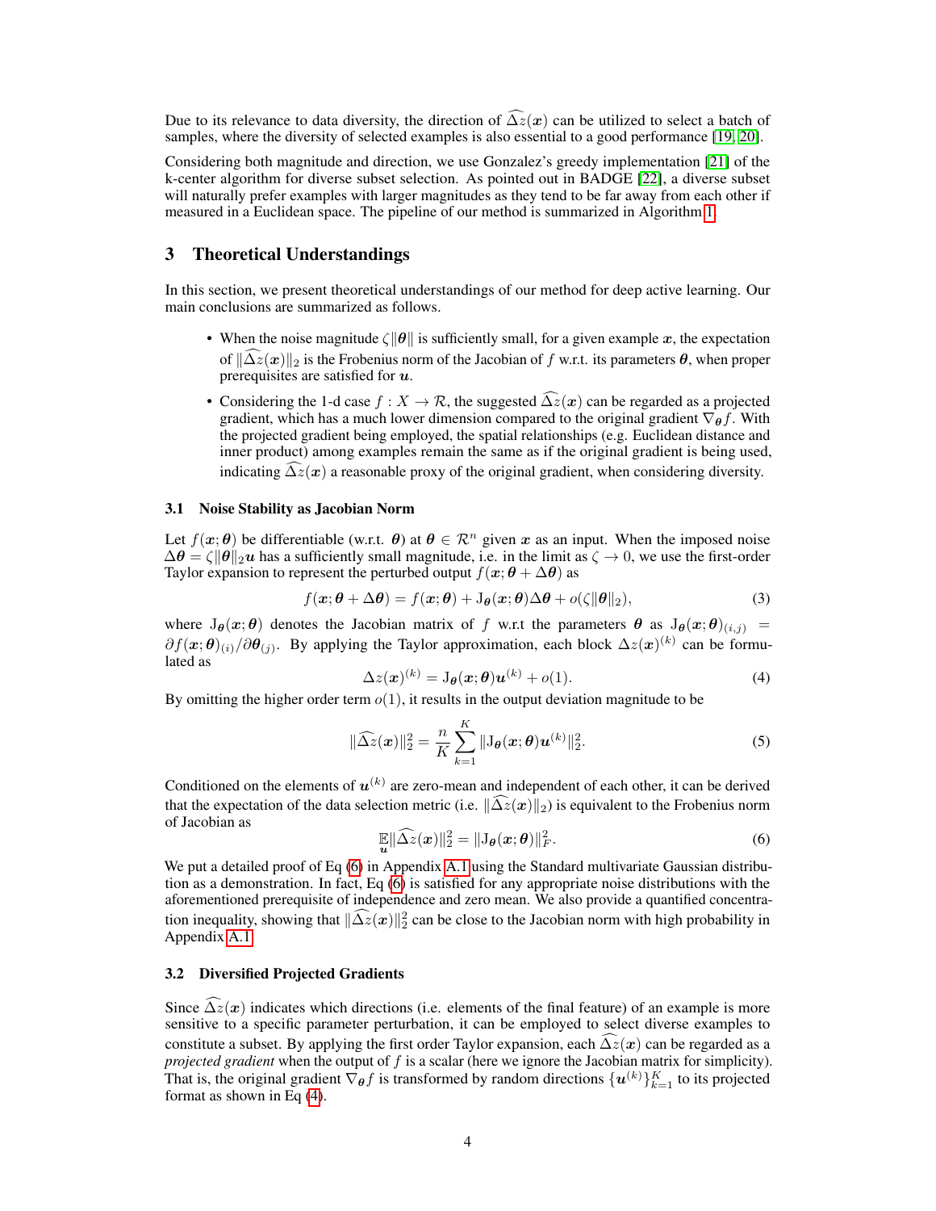Due to its relevance to data diversity, the direction of $\widehat{\Delta z}(\boldsymbol{x})$ can be utilized to select a batch of samples, where the diversity of selected examples is also essential to a good performance [19, 20].

Considering both magnitude and direction, we use Gonzalez's greedy implementation [21] of the k-center algorithm for diverse subset selection. As pointed out in BADGE [22], a diverse subset will naturally prefer examples with larger magnitudes as they tend to be far away from each other if measured in a Euclidean space. The pipeline of our method is summarized in Algorithm 1.

## 3 Theoretical Understandings

In this section, we present theoretical understandings of our method for deep active learning. Our main conclusions are summarized as follows.

- When the noise magnitude $\zeta\|\boldsymbol{\theta}\|$ is sufficiently small, for a given example $\boldsymbol{x}$, the expectation of $\|\widehat{\Delta z}(\boldsymbol{x})\|_2$ is the Frobenius norm of the Jacobian of $f$ w.r.t. its parameters $\boldsymbol{\theta}$, when proper prerequisites are satisfied for $\boldsymbol{u}$.
- Considering the 1-d case $f : X \to \mathcal{R}$, the suggested $\widehat{\Delta z}(\boldsymbol{x})$ can be regarded as a projected gradient, which has a much lower dimension compared to the original gradient $\nabla_{\boldsymbol{\theta}} f$. With the projected gradient being employed, the spatial relationships (e.g. Euclidean distance and inner product) among examples remain the same as if the original gradient is being used, indicating $\widehat{\Delta z}(\boldsymbol{x})$ a reasonable proxy of the original gradient, when considering diversity.

### 3.1 Noise Stability as Jacobian Norm

Let $f(\boldsymbol{x};\boldsymbol{\theta})$ be differentiable (w.r.t. $\boldsymbol{\theta}$) at $\boldsymbol{\theta} \in \mathcal{R}^n$ given $\boldsymbol{x}$ as an input. When the imposed noise $\Delta\boldsymbol{\theta} = \zeta\|\boldsymbol{\theta}\|_2\boldsymbol{u}$ has a sufficiently small magnitude, i.e. in the limit as $\zeta \to 0$, we use the first-order Taylor expansion to represent the perturbed output $f(\boldsymbol{x};\boldsymbol{\theta} + \Delta\boldsymbol{\theta})$ as

$$f(\boldsymbol{x};\boldsymbol{\theta} + \Delta\boldsymbol{\theta}) = f(\boldsymbol{x};\boldsymbol{\theta}) + \mathrm{J}_{\boldsymbol{\theta}}(\boldsymbol{x};\boldsymbol{\theta})\Delta\boldsymbol{\theta} + o(\zeta\|\boldsymbol{\theta}\|_2), \tag{3}$$

where $\mathrm{J}_{\boldsymbol{\theta}}(\boldsymbol{x};\boldsymbol{\theta})$ denotes the Jacobian matrix of $f$ w.r.t the parameters $\boldsymbol{\theta}$ as $\mathrm{J}_{\boldsymbol{\theta}}(\boldsymbol{x};\boldsymbol{\theta})_{(i,j)} = \partial f(\boldsymbol{x};\boldsymbol{\theta})_{(i)}/\partial\boldsymbol{\theta}_{(j)}$. By applying the Taylor approximation, each block $\Delta z(\boldsymbol{x})^{(k)}$ can be formulated as

$$\Delta z(\boldsymbol{x})^{(k)} = \mathrm{J}_{\boldsymbol{\theta}}(\boldsymbol{x};\boldsymbol{\theta})\boldsymbol{u}^{(k)} + o(1). \tag{4}$$

By omitting the higher order term $o(1)$, it results in the output deviation magnitude to be

$$\|\widehat{\Delta z}(\boldsymbol{x})\|_2^2 = \frac{n}{K}\sum_{k=1}^{K}\|\mathrm{J}_{\boldsymbol{\theta}}(\boldsymbol{x};\boldsymbol{\theta})\boldsymbol{u}^{(k)}\|_2^2. \tag{5}$$

Conditioned on the elements of $\boldsymbol{u}^{(k)}$ are zero-mean and independent of each other, it can be derived that the expectation of the data selection metric (i.e. $\|\widehat{\Delta z}(\boldsymbol{x})\|_2$) is equivalent to the Frobenius norm of Jacobian as

$$\mathop{\mathbb{E}}_{\boldsymbol{u}}\|\widehat{\Delta z}(\boldsymbol{x})\|_2^2 = \|\mathrm{J}_{\boldsymbol{\theta}}(\boldsymbol{x};\boldsymbol{\theta})\|_F^2. \tag{6}$$

We put a detailed proof of Eq (6) in Appendix A.1 using the Standard multivariate Gaussian distribution as a demonstration. In fact, Eq (6) is satisfied for any appropriate noise distributions with the aforementioned prerequisite of independence and zero mean. We also provide a quantified concentration inequality, showing that $\|\widehat{\Delta z}(\boldsymbol{x})\|_2^2$ can be close to the Jacobian norm with high probability in Appendix A.1.

### 3.2 Diversified Projected Gradients

Since $\widehat{\Delta z}(\boldsymbol{x})$ indicates which directions (i.e. elements of the final feature) of an example is more sensitive to a specific parameter perturbation, it can be employed to select diverse examples to constitute a subset. By applying the first order Taylor expansion, each $\widehat{\Delta z}(\boldsymbol{x})$ can be regarded as a *projected gradient* when the output of $f$ is a scalar (here we ignore the Jacobian matrix for simplicity). That is, the original gradient $\nabla_{\boldsymbol{\theta}} f$ is transformed by random directions $\{\boldsymbol{u}^{(k)}\}_{k=1}^{K}$ to its projected format as shown in Eq (4).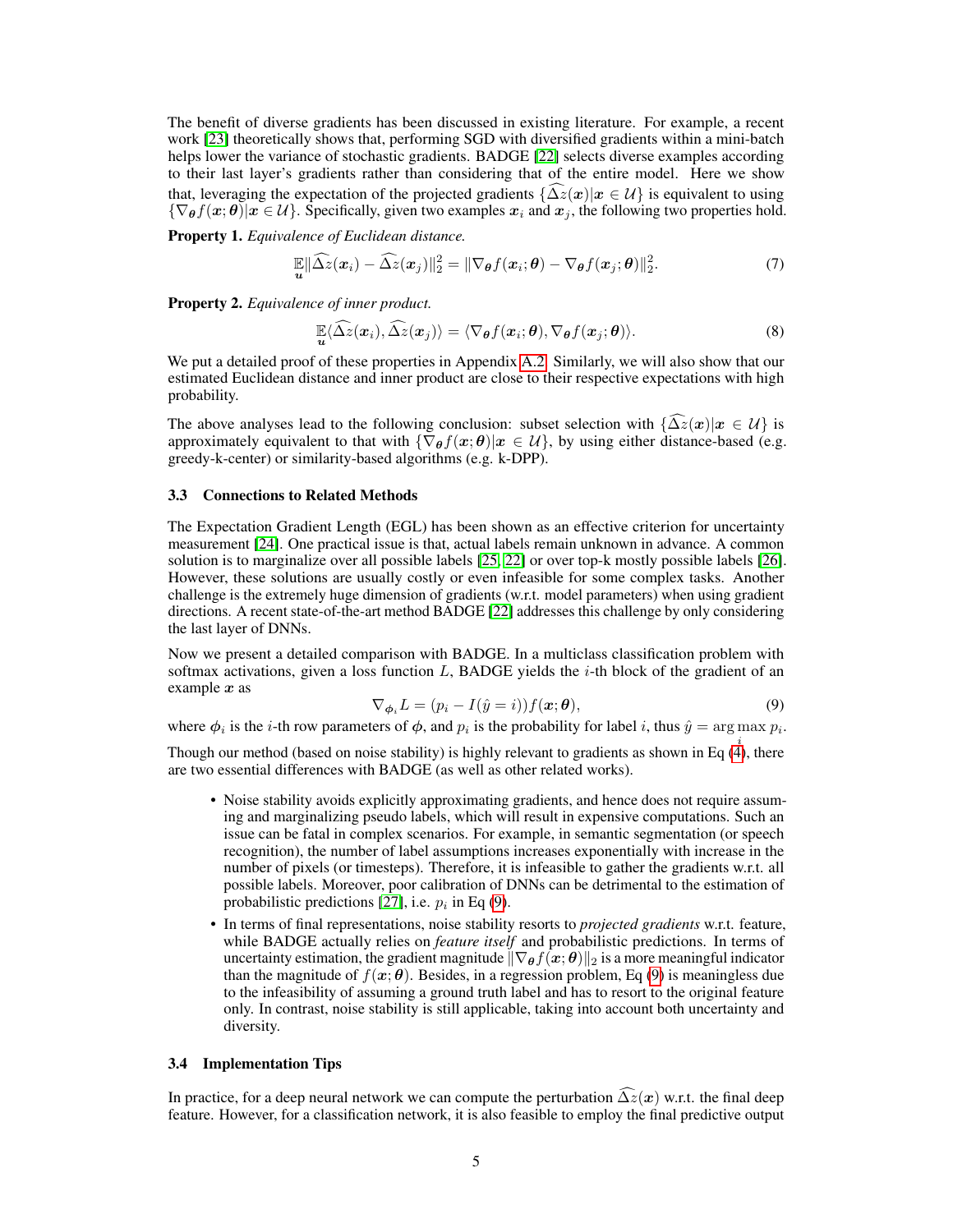The benefit of diverse gradients has been discussed in existing literature. For example, a recent work [23] theoretically shows that, performing SGD with diversified gradients within a mini-batch helps lower the variance of stochastic gradients. BADGE [22] selects diverse examples according to their last layer's gradients rather than considering that of the entire model. Here we show that, leveraging the expectation of the projected gradients $\{\widehat{\Delta z}(\boldsymbol{x})|\boldsymbol{x} \in \mathcal{U}\}$ is equivalent to using $\{\nabla_{\boldsymbol{\theta}} f(\boldsymbol{x}; \boldsymbol{\theta})|\boldsymbol{x} \in \mathcal{U}\}$. Specifically, given two examples $\boldsymbol{x}_i$ and $\boldsymbol{x}_j$, the following two properties hold.

**Property 1.** *Equivalence of Euclidean distance.*

$$\mathop{\mathbb{E}}_{\boldsymbol{u}} \|\widehat{\Delta z}(\boldsymbol{x}_i) - \widehat{\Delta z}(\boldsymbol{x}_j)\|_2^2 = \|\nabla_{\boldsymbol{\theta}} f(\boldsymbol{x}_i; \boldsymbol{\theta}) - \nabla_{\boldsymbol{\theta}} f(\boldsymbol{x}_j; \boldsymbol{\theta})\|_2^2. \tag{7}$$

**Property 2.** *Equivalence of inner product.*

$$\mathop{\mathbb{E}}_{\boldsymbol{u}} \langle \widehat{\Delta z}(\boldsymbol{x}_i), \widehat{\Delta z}(\boldsymbol{x}_j) \rangle = \langle \nabla_{\boldsymbol{\theta}} f(\boldsymbol{x}_i; \boldsymbol{\theta}), \nabla_{\boldsymbol{\theta}} f(\boldsymbol{x}_j; \boldsymbol{\theta}) \rangle. \tag{8}$$

We put a detailed proof of these properties in Appendix A.2. Similarly, we will also show that our estimated Euclidean distance and inner product are close to their respective expectations with high probability.

The above analyses lead to the following conclusion: subset selection with $\{\widehat{\Delta z}(\boldsymbol{x})|\boldsymbol{x} \in \mathcal{U}\}$ is approximately equivalent to that with $\{\nabla_{\boldsymbol{\theta}} f(\boldsymbol{x}; \boldsymbol{\theta})|\boldsymbol{x} \in \mathcal{U}\}$, by using either distance-based (e.g. greedy-k-center) or similarity-based algorithms (e.g. k-DPP).

### 3.3 Connections to Related Methods

The Expectation Gradient Length (EGL) has been shown as an effective criterion for uncertainty measurement [24]. One practical issue is that, actual labels remain unknown in advance. A common solution is to marginalize over all possible labels [25, 22] or over top-k mostly possible labels [26]. However, these solutions are usually costly or even infeasible for some complex tasks. Another challenge is the extremely huge dimension of gradients (w.r.t. model parameters) when using gradient directions. A recent state-of-the-art method BADGE [22] addresses this challenge by only considering the last layer of DNNs.

Now we present a detailed comparison with BADGE. In a multiclass classification problem with softmax activations, given a loss function $L$, BADGE yields the $i$-th block of the gradient of an example $\boldsymbol{x}$ as

$$\nabla_{\boldsymbol{\phi}_i} L = (p_i - I(\hat{y} = i)) f(\boldsymbol{x}; \boldsymbol{\theta}), \tag{9}$$

where $\boldsymbol{\phi}_i$ is the $i$-th row parameters of $\boldsymbol{\phi}$, and $p_i$ is the probability for label $i$, thus $\hat{y} = \arg\max_i p_i$.

Though our method (based on noise stability) is highly relevant to gradients as shown in Eq (4), there are two essential differences with BADGE (as well as other related works).

- Noise stability avoids explicitly approximating gradients, and hence does not require assuming and marginalizing pseudo labels, which will result in expensive computations. Such an issue can be fatal in complex scenarios. For example, in semantic segmentation (or speech recognition), the number of label assumptions increases exponentially with increase in the number of pixels (or timesteps). Therefore, it is infeasible to gather the gradients w.r.t. all possible labels. Moreover, poor calibration of DNNs can be detrimental to the estimation of probabilistic predictions [27], i.e. $p_i$ in Eq (9).
- In terms of final representations, noise stability resorts to *projected gradients* w.r.t. feature, while BADGE actually relies on *feature itself* and probabilistic predictions. In terms of uncertainty estimation, the gradient magnitude $\|\nabla_{\boldsymbol{\theta}} f(\boldsymbol{x}; \boldsymbol{\theta})\|_2$ is a more meaningful indicator than the magnitude of $f(\boldsymbol{x}; \boldsymbol{\theta})$. Besides, in a regression problem, Eq (9) is meaningless due to the infeasibility of assuming a ground truth label and has to resort to the original feature only. In contrast, noise stability is still applicable, taking into account both uncertainty and diversity.

### 3.4 Implementation Tips

In practice, for a deep neural network we can compute the perturbation $\widehat{\Delta z}(\boldsymbol{x})$ w.r.t. the final deep feature. However, for a classification network, it is also feasible to employ the final predictive output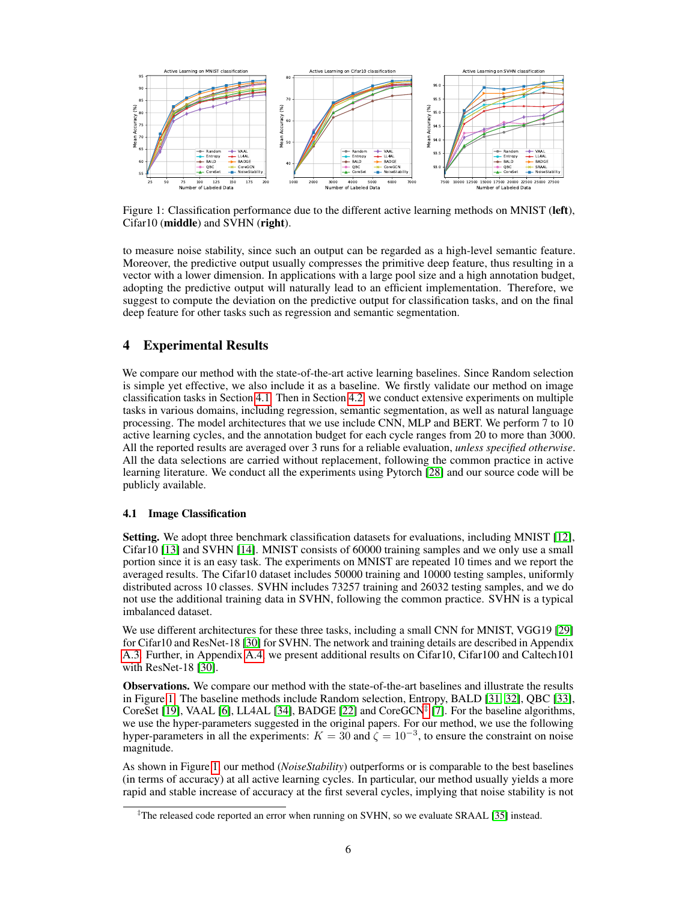Figure 1: Classification performance due to the different active learning methods on MNIST (**left**), Cifar10 (**middle**) and SVHN (**right**).

to measure noise stability, since such an output can be regarded as a high-level semantic feature. Moreover, the predictive output usually compresses the primitive deep feature, thus resulting in a vector with a lower dimension. In applications with a large pool size and a high annotation budget, adopting the predictive output will naturally lead to an efficient implementation. Therefore, we suggest to compute the deviation on the predictive output for classification tasks, and on the final deep feature for other tasks such as regression and semantic segmentation.

## 4 Experimental Results

We compare our method with the state-of-the-art active learning baselines. Since Random selection is simple yet effective, we also include it as a baseline. We firstly validate our method on image classification tasks in Section 4.1. Then in Section 4.2, we conduct extensive experiments on multiple tasks in various domains, including regression, semantic segmentation, as well as natural language processing. The model architectures that we use include CNN, MLP and BERT. We perform 7 to 10 active learning cycles, and the annotation budget for each cycle ranges from 20 to more than 3000. All the reported results are averaged over 3 runs for a reliable evaluation, *unless specified otherwise*. All the data selections are carried without replacement, following the common practice in active learning literature. We conduct all the experiments using Pytorch [28] and our source code will be publicly available.

### 4.1 Image Classification

**Setting.** We adopt three benchmark classification datasets for evaluations, including MNIST [12], Cifar10 [13] and SVHN [14]. MNIST consists of 60000 training samples and we only use a small portion since it is an easy task. The experiments on MNIST are repeated 10 times and we report the averaged results. The Cifar10 dataset includes 50000 training and 10000 testing samples, uniformly distributed across 10 classes. SVHN includes 73257 training and 26032 testing samples, and we do not use the additional training data in SVHN, following the common practice. SVHN is a typical imbalanced dataset.

We use different architectures for these three tasks, including a small CNN for MNIST, VGG19 [29] for Cifar10 and ResNet-18 [30] for SVHN. The network and training details are described in Appendix A.3. Further, in Appendix A.4, we present additional results on Cifar10, Cifar100 and Caltech101 with ResNet-18 [30].

**Observations.** We compare our method with the state-of-the-art baselines and illustrate the results in Figure 1. The baseline methods include Random selection, Entropy, BALD [31, 32], QBC [33], CoreSet [19], VAAL [6], LL4AL [34], BADGE [22] and CoreGCN[‡] [7]. For the baseline algorithms, we use the hyper-parameters suggested in the original papers. For our method, we use the following hyper-parameters in all the experiments: $K = 30$ and $\zeta = 10^{-3}$, to ensure the constraint on noise magnitude.

As shown in Figure 1, our method (*NoiseStability*) outperforms or is comparable to the best baselines (in terms of accuracy) at all active learning cycles. In particular, our method usually yields a more rapid and stable increase of accuracy at the first several cycles, implying that noise stability is not

[‡]The released code reported an error when running on SVHN, so we evaluate SRAAL [35] instead.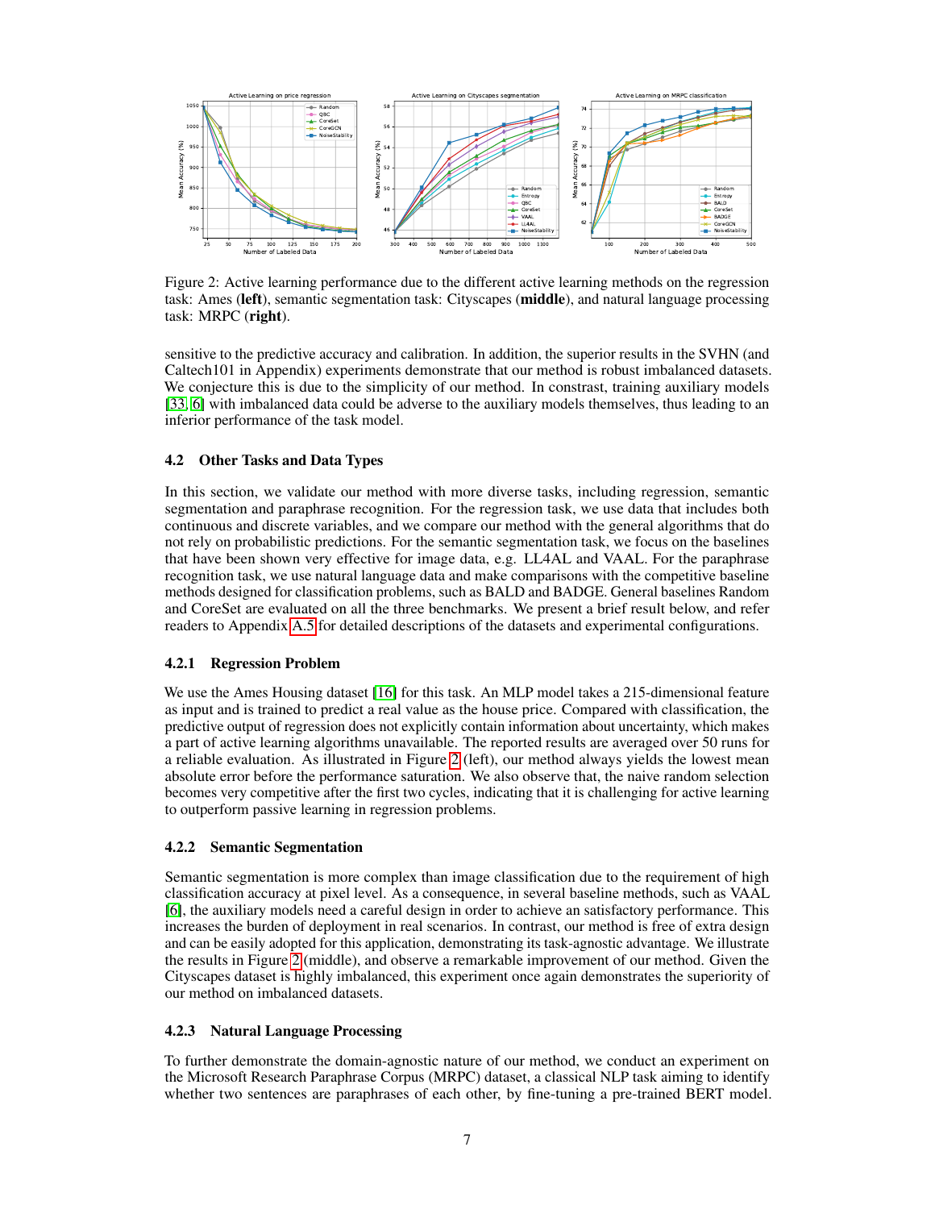Figure 2: Active learning performance due to the different active learning methods on the regression task: Ames (**left**), semantic segmentation task: Cityscapes (**middle**), and natural language processing task: MRPC (**right**).

sensitive to the predictive accuracy and calibration. In addition, the superior results in the SVHN (and Caltech101 in Appendix) experiments demonstrate that our method is robust imbalanced datasets. We conjecture this is due to the simplicity of our method. In contrast, training auxiliary models [33, 6] with imbalanced data could be adverse to the auxiliary models themselves, thus leading to an inferior performance of the task model.

### 4.2 Other Tasks and Data Types

In this section, we validate our method with more diverse tasks, including regression, semantic segmentation and paraphrase recognition. For the regression task, we use data that includes both continuous and discrete variables, and we compare our method with the general algorithms that do not rely on probabilistic predictions. For the semantic segmentation task, we focus on the baselines that have been shown very effective for image data, e.g. LL4AL and VAAL. For the paraphrase recognition task, we use natural language data and make comparisons with the competitive baseline methods designed for classification problems, such as BALD and BADGE. General baselines Random and CoreSet are evaluated on all the three benchmarks. We present a brief result below, and refer readers to Appendix A.5 for detailed descriptions of the datasets and experimental configurations.

#### 4.2.1 Regression Problem

We use the Ames Housing dataset [16] for this task. An MLP model takes a 215-dimensional feature as input and is trained to predict a real value as the house price. Compared with classification, the predictive output of regression does not explicitly contain information about uncertainty, which makes a part of active learning algorithms unavailable. The reported results are averaged over 50 runs for a reliable evaluation. As illustrated in Figure 2 (left), our method always yields the lowest mean absolute error before the performance saturation. We also observe that, the naive random selection becomes very competitive after the first two cycles, indicating that it is challenging for active learning to outperform passive learning in regression problems.

#### 4.2.2 Semantic Segmentation

Semantic segmentation is more complex than image classification due to the requirement of high classification accuracy at pixel level. As a consequence, in several baseline methods, such as VAAL [6], the auxiliary models need a careful design in order to achieve an satisfactory performance. This increases the burden of deployment in real scenarios. In contrast, our method is free of extra design and can be easily adopted for this application, demonstrating its task-agnostic advantage. We illustrate the results in Figure 2 (middle), and observe a remarkable improvement of our method. Given the Cityscapes dataset is highly imbalanced, this experiment once again demonstrates the superiority of our method on imbalanced datasets.

#### 4.2.3 Natural Language Processing

To further demonstrate the domain-agnostic nature of our method, we conduct an experiment on the Microsoft Research Paraphrase Corpus (MRPC) dataset, a classical NLP task aiming to identify whether two sentences are paraphrases of each other, by fine-tuning a pre-trained BERT model.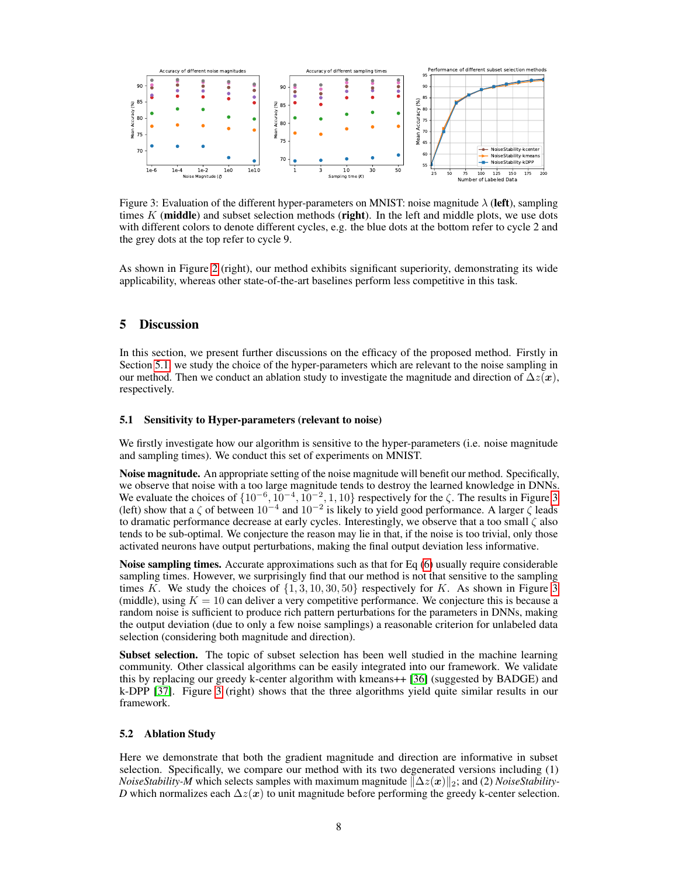Figure 3: Evaluation of the different hyper-parameters on MNIST: noise magnitude $\lambda$ (**left**), sampling times $K$ (**middle**) and subset selection methods (**right**). In the left and middle plots, we use dots with different colors to denote different cycles, e.g. the blue dots at the bottom refer to cycle 2 and the grey dots at the top refer to cycle 9.

As shown in Figure 2 (right), our method exhibits significant superiority, demonstrating its wide applicability, whereas other state-of-the-art baselines perform less competitive in this task.

## 5 Discussion

In this section, we present further discussions on the efficacy of the proposed method. Firstly in Section 5.1, we study the choice of the hyper-parameters which are relevant to the noise sampling in our method. Then we conduct an ablation study to investigate the magnitude and direction of $\Delta z(\boldsymbol{x})$, respectively.

### 5.1 Sensitivity to Hyper-parameters (relevant to noise)

We firstly investigate how our algorithm is sensitive to the hyper-parameters (i.e. noise magnitude and sampling times). We conduct this set of experiments on MNIST.

**Noise magnitude.** An appropriate setting of the noise magnitude will benefit our method. Specifically, we observe that noise with a too large magnitude tends to destroy the learned knowledge in DNNs. We evaluate the choices of $\{10^{-6}, 10^{-4}, 10^{-2}, 1, 10\}$ respectively for the $\zeta$. The results in Figure 3 (left) show that a $\zeta$ of between $10^{-4}$ and $10^{-2}$ is likely to yield good performance. A larger $\zeta$ leads to dramatic performance decrease at early cycles. Interestingly, we observe that a too small $\zeta$ also tends to be sub-optimal. We conjecture the reason may lie in that, if the noise is too trivial, only those activated neurons have output perturbations, making the final output deviation less informative.

**Noise sampling times.** Accurate approximations such as that for Eq (6) usually require considerable sampling times. However, we surprisingly find that our method is not that sensitive to the sampling times $K$. We study the choices of $\{1, 3, 10, 30, 50\}$ respectively for $K$. As shown in Figure 3 (middle), using $K = 10$ can deliver a very competitive performance. We conjecture this is because a random noise is sufficient to produce rich pattern perturbations for the parameters in DNNs, making the output deviation (due to only a few noise samplings) a reasonable criterion for unlabeled data selection (considering both magnitude and direction).

**Subset selection.** The topic of subset selection has been well studied in the machine learning community. Other classical algorithms can be easily integrated into our framework. We validate this by replacing our greedy k-center algorithm with kmeans++ [36] (suggested by BADGE) and k-DPP [37]. Figure 3 (right) shows that the three algorithms yield quite similar results in our framework.

### 5.2 Ablation Study

Here we demonstrate that both the gradient magnitude and direction are informative in subset selection. Specifically, we compare our method with its two degenerated versions including (1) *NoiseStability-M* which selects samples with maximum magnitude $\|\Delta z(\boldsymbol{x})\|_2$; and (2) *NoiseStability-D* which normalizes each $\Delta z(\boldsymbol{x})$ to unit magnitude before performing the greedy k-center selection.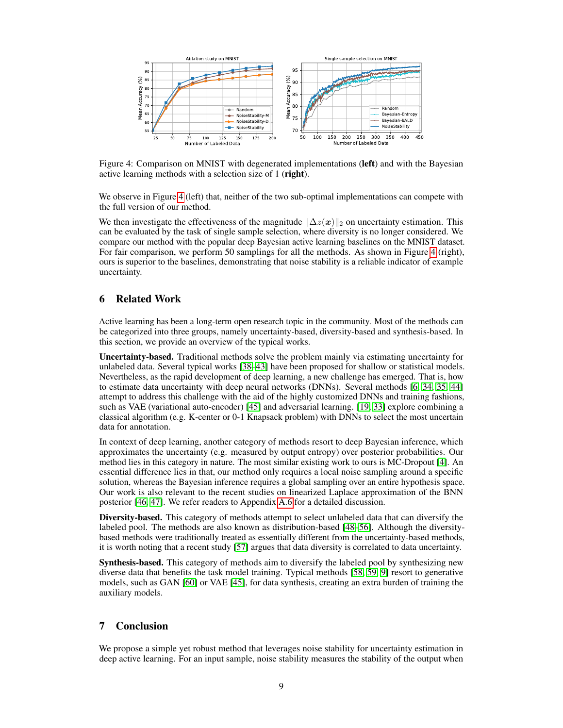Figure 4: Comparison on MNIST with degenerated implementations (**left**) and with the Bayesian active learning methods with a selection size of 1 (**right**).

We observe in Figure 4 (left) that, neither of the two sub-optimal implementations can compete with the full version of our method.

We then investigate the effectiveness of the magnitude $\|\Delta z(\boldsymbol{x})\|_2$ on uncertainty estimation. This can be evaluated by the task of single sample selection, where diversity is no longer considered. We compare our method with the popular deep Bayesian active learning baselines on the MNIST dataset. For fair comparison, we perform 50 samplings for all the methods. As shown in Figure 4 (right), ours is superior to the baselines, demonstrating that noise stability is a reliable indicator of example uncertainty.

## 6 Related Work

Active learning has been a long-term open research topic in the community. Most of the methods can be categorized into three groups, namely uncertainty-based, diversity-based and synthesis-based. In this section, we provide an overview of the typical works.

**Uncertainty-based.** Traditional methods solve the problem mainly via estimating uncertainty for unlabeled data. Several typical works [38–43] have been proposed for shallow or statistical models. Nevertheless, as the rapid development of deep learning, a new challenge has emerged. That is, how to estimate data uncertainty with deep neural networks (DNNs). Several methods [6, 34, 35, 44] attempt to address this challenge with the aid of the highly customized DNNs and training fashions, such as VAE (variational auto-encoder) [45] and adversarial learning. [19, 33] explore combining a classical algorithm (e.g. K-center or 0-1 Knapsack problem) with DNNs to select the most uncertain data for annotation.

In context of deep learning, another category of methods resort to deep Bayesian inference, which approximates the uncertainty (e.g. measured by output entropy) over posterior probabilities. Our method lies in this category in nature. The most similar existing work to ours is MC-Dropout [4]. An essential difference lies in that, our method only requires a local noise sampling around a specific solution, whereas the Bayesian inference requires a global sampling over an entire hypothesis space. Our work is also relevant to the recent studies on linearized Laplace approximation of the BNN posterior [46, 47]. We refer readers to Appendix A.6 for a detailed discussion.

**Diversity-based.** This category of methods attempt to select unlabeled data that can diversify the labeled pool. The methods are also known as distribution-based [48–56]. Although the diversity-based methods were traditionally treated as essentially different from the uncertainty-based methods, it is worth noting that a recent study [57] argues that data diversity is correlated to data uncertainty.

**Synthesis-based.** This category of methods aim to diversify the labeled pool by synthesizing new diverse data that benefits the task model training. Typical methods [58, 59, 9] resort to generative models, such as GAN [60] or VAE [45], for data synthesis, creating an extra burden of training the auxiliary models.

## 7 Conclusion

We propose a simple yet robust method that leverages noise stability for uncertainty estimation in deep active learning. For an input sample, noise stability measures the stability of the output when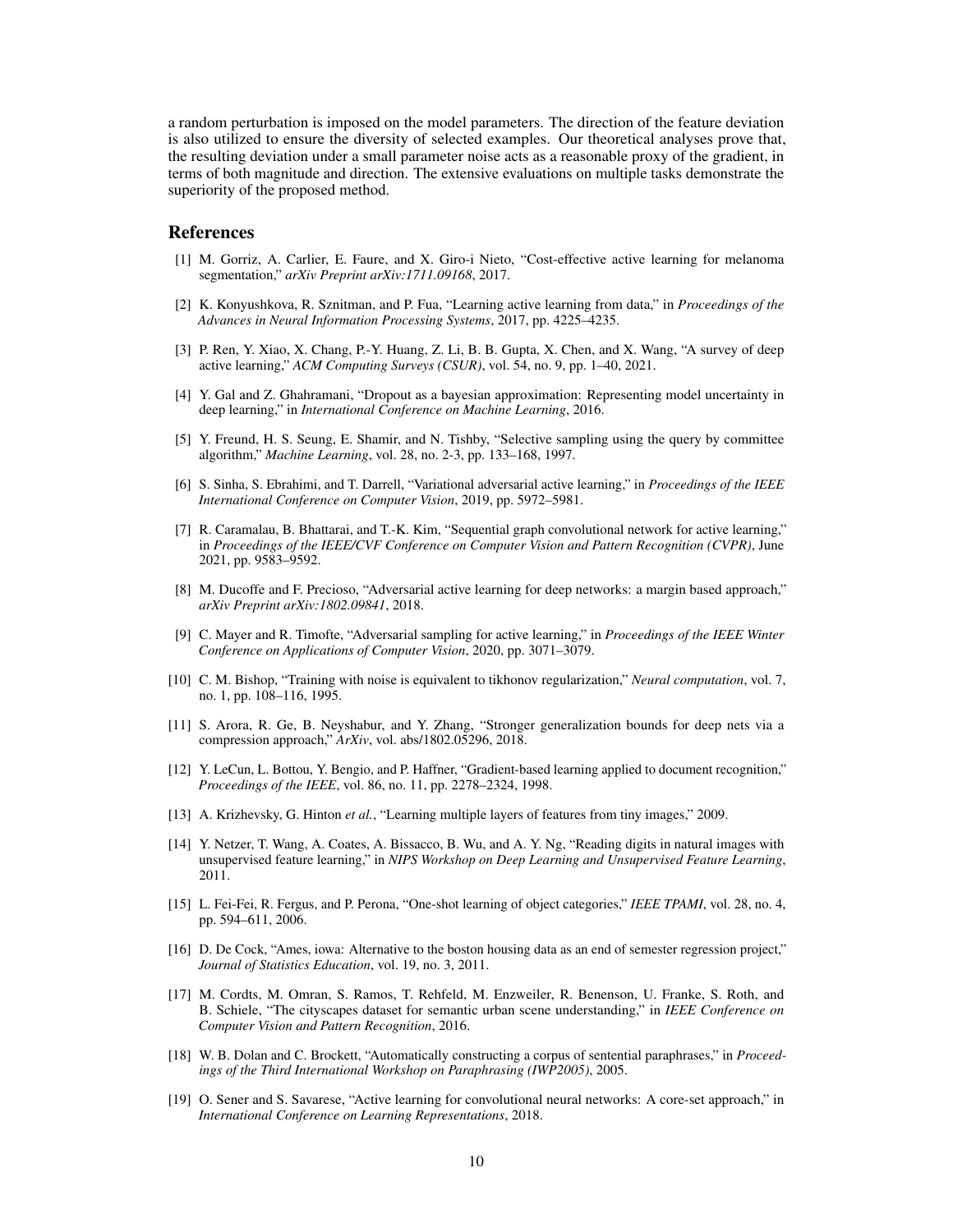a random perturbation is imposed on the model parameters. The direction of the feature deviation is also utilized to ensure the diversity of selected examples. Our theoretical analyses prove that, the resulting deviation under a small parameter noise acts as a reasonable proxy of the gradient, in terms of both magnitude and direction. The extensive evaluations on multiple tasks demonstrate the superiority of the proposed method.

## References

[1] M. Gorriz, A. Carlier, E. Faure, and X. Giro-i Nieto, "Cost-effective active learning for melanoma segmentation," *arXiv Preprint arXiv:1711.09168*, 2017.

[2] K. Konyushkova, R. Sznitman, and P. Fua, "Learning active learning from data," in *Proceedings of the Advances in Neural Information Processing Systems*, 2017, pp. 4225–4235.

[3] P. Ren, Y. Xiao, X. Chang, P.-Y. Huang, Z. Li, B. B. Gupta, X. Chen, and X. Wang, "A survey of deep active learning," *ACM Computing Surveys (CSUR)*, vol. 54, no. 9, pp. 1–40, 2021.

[4] Y. Gal and Z. Ghahramani, "Dropout as a bayesian approximation: Representing model uncertainty in deep learning," in *International Conference on Machine Learning*, 2016.

[5] Y. Freund, H. S. Seung, E. Shamir, and N. Tishby, "Selective sampling using the query by committee algorithm," *Machine Learning*, vol. 28, no. 2-3, pp. 133–168, 1997.

[6] S. Sinha, S. Ebrahimi, and T. Darrell, "Variational adversarial active learning," in *Proceedings of the IEEE International Conference on Computer Vision*, 2019, pp. 5972–5981.

[7] R. Caramalau, B. Bhattarai, and T.-K. Kim, "Sequential graph convolutional network for active learning," in *Proceedings of the IEEE/CVF Conference on Computer Vision and Pattern Recognition (CVPR)*, June 2021, pp. 9583–9592.

[8] M. Ducoffe and F. Precioso, "Adversarial active learning for deep networks: a margin based approach," *arXiv Preprint arXiv:1802.09841*, 2018.

[9] C. Mayer and R. Timofte, "Adversarial sampling for active learning," in *Proceedings of the IEEE Winter Conference on Applications of Computer Vision*, 2020, pp. 3071–3079.

[10] C. M. Bishop, "Training with noise is equivalent to tikhonov regularization," *Neural computation*, vol. 7, no. 1, pp. 108–116, 1995.

[11] S. Arora, R. Ge, B. Neyshabur, and Y. Zhang, "Stronger generalization bounds for deep nets via a compression approach," *ArXiv*, vol. abs/1802.05296, 2018.

[12] Y. LeCun, L. Bottou, Y. Bengio, and P. Haffner, "Gradient-based learning applied to document recognition," *Proceedings of the IEEE*, vol. 86, no. 11, pp. 2278–2324, 1998.

[13] A. Krizhevsky, G. Hinton *et al.*, "Learning multiple layers of features from tiny images," 2009.

[14] Y. Netzer, T. Wang, A. Coates, A. Bissacco, B. Wu, and A. Y. Ng, "Reading digits in natural images with unsupervised feature learning," in *NIPS Workshop on Deep Learning and Unsupervised Feature Learning*, 2011.

[15] L. Fei-Fei, R. Fergus, and P. Perona, "One-shot learning of object categories," *IEEE TPAMI*, vol. 28, no. 4, pp. 594–611, 2006.

[16] D. De Cock, "Ames, iowa: Alternative to the boston housing data as an end of semester regression project," *Journal of Statistics Education*, vol. 19, no. 3, 2011.

[17] M. Cordts, M. Omran, S. Ramos, T. Rehfeld, M. Enzweiler, R. Benenson, U. Franke, S. Roth, and B. Schiele, "The cityscapes dataset for semantic urban scene understanding," in *IEEE Conference on Computer Vision and Pattern Recognition*, 2016.

[18] W. B. Dolan and C. Brockett, "Automatically constructing a corpus of sentential paraphrases," in *Proceedings of the Third International Workshop on Paraphrasing (IWP2005)*, 2005.

[19] O. Sener and S. Savarese, "Active learning for convolutional neural networks: A core-set approach," in *International Conference on Learning Representations*, 2018.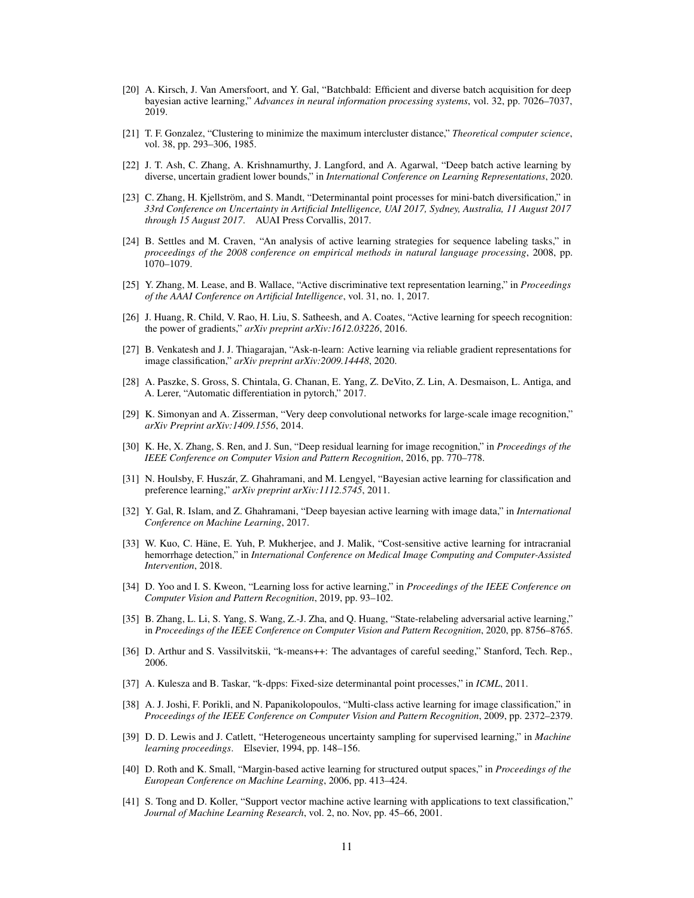[20] A. Kirsch, J. Van Amersfoort, and Y. Gal, "Batchbald: Efficient and diverse batch acquisition for deep bayesian active learning," *Advances in neural information processing systems*, vol. 32, pp. 7026–7037, 2019.

[21] T. F. Gonzalez, "Clustering to minimize the maximum intercluster distance," *Theoretical computer science*, vol. 38, pp. 293–306, 1985.

[22] J. T. Ash, C. Zhang, A. Krishnamurthy, J. Langford, and A. Agarwal, "Deep batch active learning by diverse, uncertain gradient lower bounds," in *International Conference on Learning Representations*, 2020.

[23] C. Zhang, H. Kjellström, and S. Mandt, "Determinantal point processes for mini-batch diversification," in *33rd Conference on Uncertainty in Artificial Intelligence, UAI 2017, Sydney, Australia, 11 August 2017 through 15 August 2017*. AUAI Press Corvallis, 2017.

[24] B. Settles and M. Craven, "An analysis of active learning strategies for sequence labeling tasks," in *proceedings of the 2008 conference on empirical methods in natural language processing*, 2008, pp. 1070–1079.

[25] Y. Zhang, M. Lease, and B. Wallace, "Active discriminative text representation learning," in *Proceedings of the AAAI Conference on Artificial Intelligence*, vol. 31, no. 1, 2017.

[26] J. Huang, R. Child, V. Rao, H. Liu, S. Satheesh, and A. Coates, "Active learning for speech recognition: the power of gradients," *arXiv preprint arXiv:1612.03226*, 2016.

[27] B. Venkatesh and J. J. Thiagarajan, "Ask-n-learn: Active learning via reliable gradient representations for image classification," *arXiv preprint arXiv:2009.14448*, 2020.

[28] A. Paszke, S. Gross, S. Chintala, G. Chanan, E. Yang, Z. DeVito, Z. Lin, A. Desmaison, L. Antiga, and A. Lerer, "Automatic differentiation in pytorch," 2017.

[29] K. Simonyan and A. Zisserman, "Very deep convolutional networks for large-scale image recognition," *arXiv Preprint arXiv:1409.1556*, 2014.

[30] K. He, X. Zhang, S. Ren, and J. Sun, "Deep residual learning for image recognition," in *Proceedings of the IEEE Conference on Computer Vision and Pattern Recognition*, 2016, pp. 770–778.

[31] N. Houlsby, F. Huszár, Z. Ghahramani, and M. Lengyel, "Bayesian active learning for classification and preference learning," *arXiv preprint arXiv:1112.5745*, 2011.

[32] Y. Gal, R. Islam, and Z. Ghahramani, "Deep bayesian active learning with image data," in *International Conference on Machine Learning*, 2017.

[33] W. Kuo, C. Häne, E. Yuh, P. Mukherjee, and J. Malik, "Cost-sensitive active learning for intracranial hemorrhage detection," in *International Conference on Medical Image Computing and Computer-Assisted Intervention*, 2018.

[34] D. Yoo and I. S. Kweon, "Learning loss for active learning," in *Proceedings of the IEEE Conference on Computer Vision and Pattern Recognition*, 2019, pp. 93–102.

[35] B. Zhang, L. Li, S. Yang, S. Wang, Z.-J. Zha, and Q. Huang, "State-relabeling adversarial active learning," in *Proceedings of the IEEE Conference on Computer Vision and Pattern Recognition*, 2020, pp. 8756–8765.

[36] D. Arthur and S. Vassilvitskii, "k-means++: The advantages of careful seeding," Stanford, Tech. Rep., 2006.

[37] A. Kulesza and B. Taskar, "k-dpps: Fixed-size determinantal point processes," in *ICML*, 2011.

[38] A. J. Joshi, F. Porikli, and N. Papanikolopoulos, "Multi-class active learning for image classification," in *Proceedings of the IEEE Conference on Computer Vision and Pattern Recognition*, 2009, pp. 2372–2379.

[39] D. D. Lewis and J. Catlett, "Heterogeneous uncertainty sampling for supervised learning," in *Machine learning proceedings*. Elsevier, 1994, pp. 148–156.

[40] D. Roth and K. Small, "Margin-based active learning for structured output spaces," in *Proceedings of the European Conference on Machine Learning*, 2006, pp. 413–424.

[41] S. Tong and D. Koller, "Support vector machine active learning with applications to text classification," *Journal of Machine Learning Research*, vol. 2, no. Nov, pp. 45–66, 2001.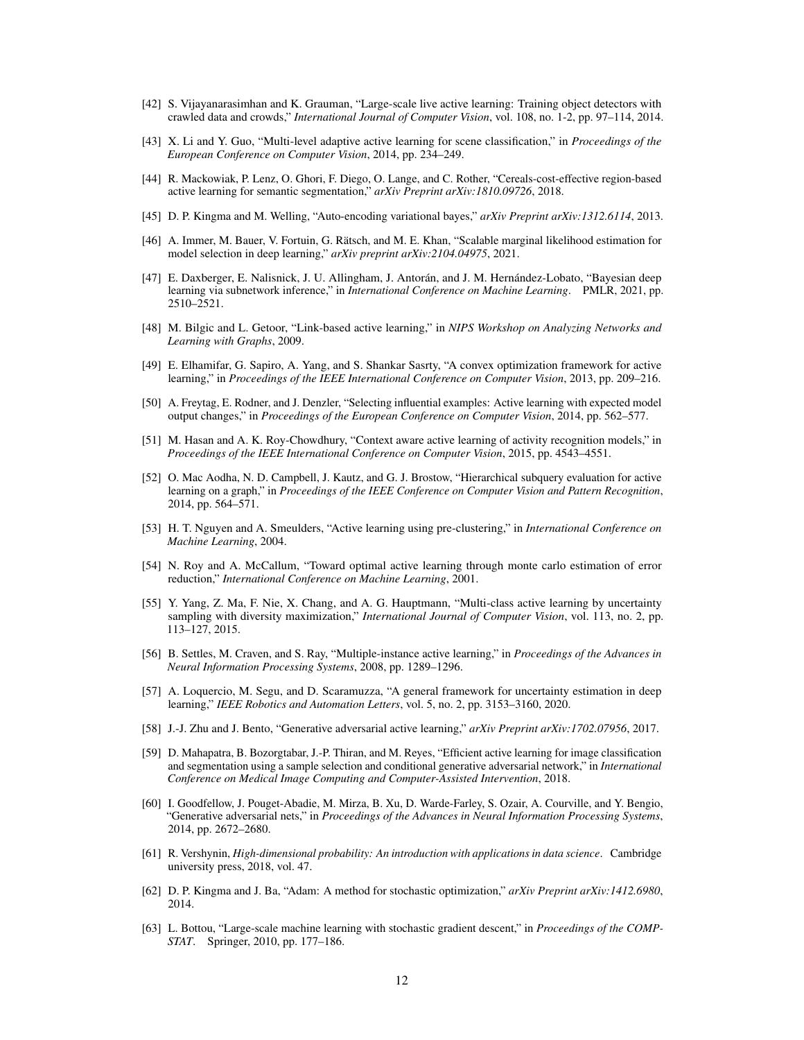[42] S. Vijayanarasimhan and K. Grauman, "Large-scale live active learning: Training object detectors with crawled data and crowds," *International Journal of Computer Vision*, vol. 108, no. 1-2, pp. 97–114, 2014.

[43] X. Li and Y. Guo, "Multi-level adaptive active learning for scene classification," in *Proceedings of the European Conference on Computer Vision*, 2014, pp. 234–249.

[44] R. Mackowiak, P. Lenz, O. Ghori, F. Diego, O. Lange, and C. Rother, "Cereals-cost-effective region-based active learning for semantic segmentation," *arXiv Preprint arXiv:1810.09726*, 2018.

[45] D. P. Kingma and M. Welling, "Auto-encoding variational bayes," *arXiv Preprint arXiv:1312.6114*, 2013.

[46] A. Immer, M. Bauer, V. Fortuin, G. Rätsch, and M. E. Khan, "Scalable marginal likelihood estimation for model selection in deep learning," *arXiv preprint arXiv:2104.04975*, 2021.

[47] E. Daxberger, E. Nalisnick, J. U. Allingham, J. Antorán, and J. M. Hernández-Lobato, "Bayesian deep learning via subnetwork inference," in *International Conference on Machine Learning*. PMLR, 2021, pp. 2510–2521.

[48] M. Bilgic and L. Getoor, "Link-based active learning," in *NIPS Workshop on Analyzing Networks and Learning with Graphs*, 2009.

[49] E. Elhamifar, G. Sapiro, A. Yang, and S. Shankar Sasrty, "A convex optimization framework for active learning," in *Proceedings of the IEEE International Conference on Computer Vision*, 2013, pp. 209–216.

[50] A. Freytag, E. Rodner, and J. Denzler, "Selecting influential examples: Active learning with expected model output changes," in *Proceedings of the European Conference on Computer Vision*, 2014, pp. 562–577.

[51] M. Hasan and A. K. Roy-Chowdhury, "Context aware active learning of activity recognition models," in *Proceedings of the IEEE International Conference on Computer Vision*, 2015, pp. 4543–4551.

[52] O. Mac Aodha, N. D. Campbell, J. Kautz, and G. J. Brostow, "Hierarchical subquery evaluation for active learning on a graph," in *Proceedings of the IEEE Conference on Computer Vision and Pattern Recognition*, 2014, pp. 564–571.

[53] H. T. Nguyen and A. Smeulders, "Active learning using pre-clustering," in *International Conference on Machine Learning*, 2004.

[54] N. Roy and A. McCallum, "Toward optimal active learning through monte carlo estimation of error reduction," *International Conference on Machine Learning*, 2001.

[55] Y. Yang, Z. Ma, F. Nie, X. Chang, and A. G. Hauptmann, "Multi-class active learning by uncertainty sampling with diversity maximization," *International Journal of Computer Vision*, vol. 113, no. 2, pp. 113–127, 2015.

[56] B. Settles, M. Craven, and S. Ray, "Multiple-instance active learning," in *Proceedings of the Advances in Neural Information Processing Systems*, 2008, pp. 1289–1296.

[57] A. Loquercio, M. Segu, and D. Scaramuzza, "A general framework for uncertainty estimation in deep learning," *IEEE Robotics and Automation Letters*, vol. 5, no. 2, pp. 3153–3160, 2020.

[58] J.-J. Zhu and J. Bento, "Generative adversarial active learning," *arXiv Preprint arXiv:1702.07956*, 2017.

[59] D. Mahapatra, B. Bozorgtabar, J.-P. Thiran, and M. Reyes, "Efficient active learning for image classification and segmentation using a sample selection and conditional generative adversarial network," in *International Conference on Medical Image Computing and Computer-Assisted Intervention*, 2018.

[60] I. Goodfellow, J. Pouget-Abadie, M. Mirza, B. Xu, D. Warde-Farley, S. Ozair, A. Courville, and Y. Bengio, "Generative adversarial nets," in *Proceedings of the Advances in Neural Information Processing Systems*, 2014, pp. 2672–2680.

[61] R. Vershynin, *High-dimensional probability: An introduction with applications in data science*. Cambridge university press, 2018, vol. 47.

[62] D. P. Kingma and J. Ba, "Adam: A method for stochastic optimization," *arXiv Preprint arXiv:1412.6980*, 2014.

[63] L. Bottou, "Large-scale machine learning with stochastic gradient descent," in *Proceedings of the COMPSTAT*. Springer, 2010, pp. 177–186.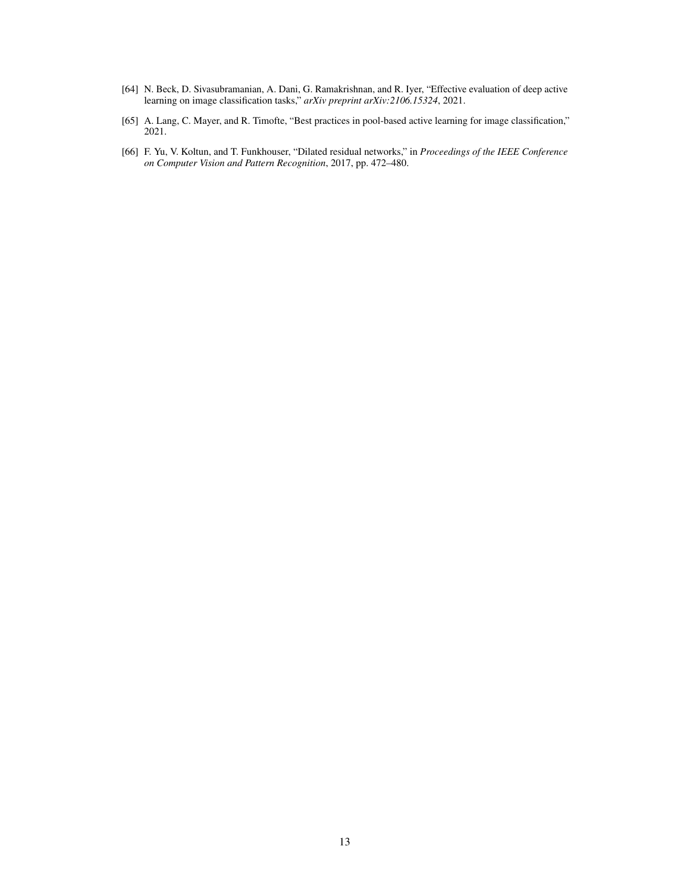[64] N. Beck, D. Sivasubramanian, A. Dani, G. Ramakrishnan, and R. Iyer, "Effective evaluation of deep active learning on image classification tasks," *arXiv preprint arXiv:2106.15324*, 2021.

[65] A. Lang, C. Mayer, and R. Timofte, "Best practices in pool-based active learning for image classification," 2021.

[66] F. Yu, V. Koltun, and T. Funkhouser, "Dilated residual networks," in *Proceedings of the IEEE Conference on Computer Vision and Pattern Recognition*, 2017, pp. 472–480.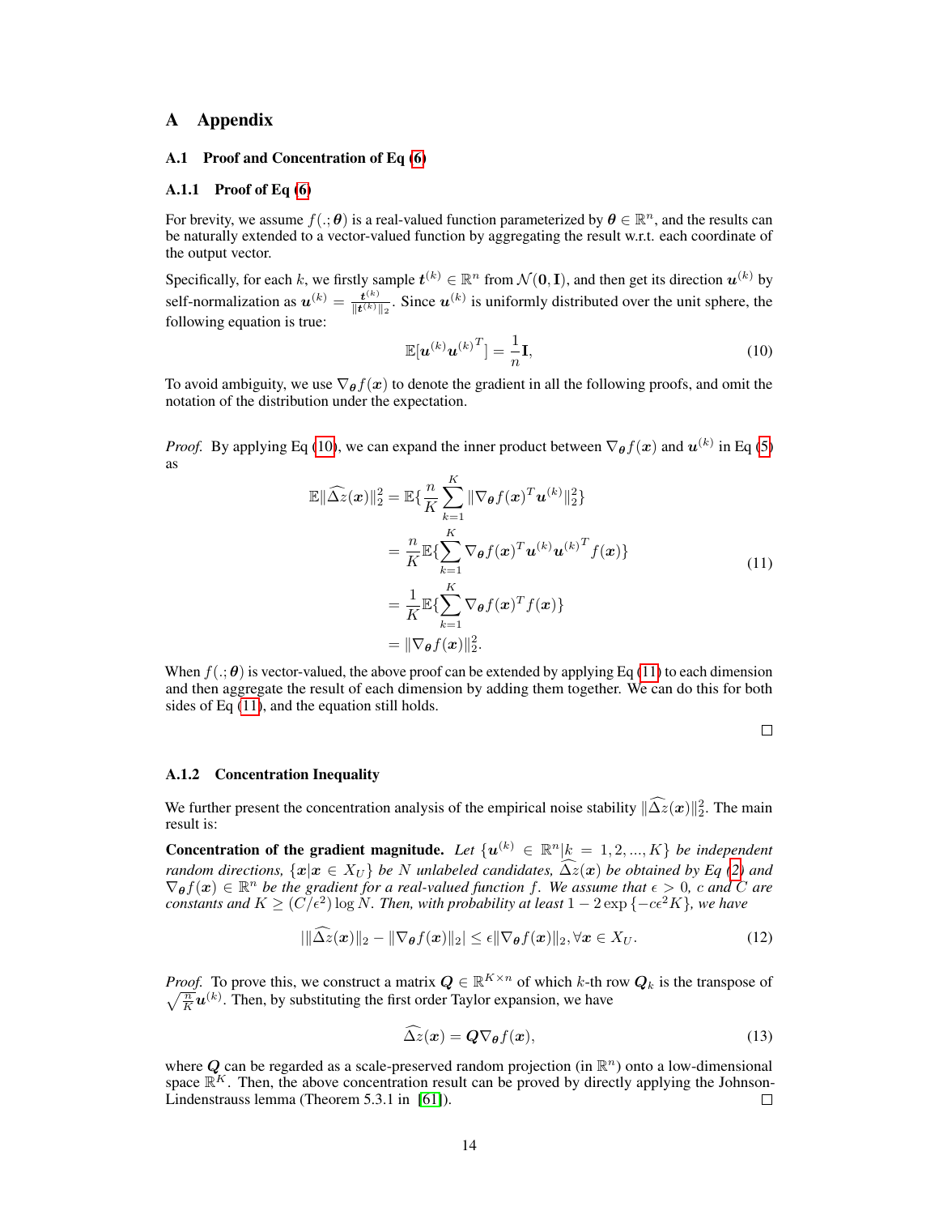# A Appendix

## A.1 Proof and Concentration of Eq (6)

### A.1.1 Proof of Eq (6)

For brevity, we assume $f(.;\boldsymbol{\theta})$ is a real-valued function parameterized by $\boldsymbol{\theta} \in \mathbb{R}^n$, and the results can be naturally extended to a vector-valued function by aggregating the result w.r.t. each coordinate of the output vector.

Specifically, for each $k$, we firstly sample $\boldsymbol{t}^{(k)} \in \mathbb{R}^n$ from $\mathcal{N}(\mathbf{0}, \mathbf{I})$, and then get its direction $\boldsymbol{u}^{(k)}$ by self-normalization as $\boldsymbol{u}^{(k)} = \frac{\boldsymbol{t}^{(k)}}{\|\boldsymbol{t}^{(k)}\|_2}$. Since $\boldsymbol{u}^{(k)}$ is uniformly distributed over the unit sphere, the following equation is true:

$$\mathbb{E}[\boldsymbol{u}^{(k)}\boldsymbol{u}^{(k)^T}] = \frac{1}{n}\mathbf{I}, \tag{10}$$

To avoid ambiguity, we use $\nabla_{\boldsymbol{\theta}} f(\boldsymbol{x})$ to denote the gradient in all the following proofs, and omit the notation of the distribution under the expectation.

*Proof.* By applying Eq (10), we can expand the inner product between $\nabla_{\boldsymbol{\theta}} f(\boldsymbol{x})$ and $\boldsymbol{u}^{(k)}$ in Eq (5) as

$$
\begin{aligned}
\mathbb{E}\|\widehat{\Delta z}(\boldsymbol{x})\|_2^2 &= \mathbb{E}\{\frac{n}{K}\sum_{k=1}^{K}\|\nabla_{\boldsymbol{\theta}} f(\boldsymbol{x})^T\boldsymbol{u}^{(k)}\|_2^2\} \\
&= \frac{n}{K}\mathbb{E}\{\sum_{k=1}^{K}\nabla_{\boldsymbol{\theta}} f(\boldsymbol{x})^T\boldsymbol{u}^{(k)}\boldsymbol{u}^{(k)^T} f(\boldsymbol{x})\} \\
&= \frac{1}{K}\mathbb{E}\{\sum_{k=1}^{K}\nabla_{\boldsymbol{\theta}} f(\boldsymbol{x})^T f(\boldsymbol{x})\} \\
&= \|\nabla_{\boldsymbol{\theta}} f(\boldsymbol{x})\|_2^2.
\end{aligned} \tag{11}
$$

When $f(.;\boldsymbol{\theta})$ is vector-valued, the above proof can be extended by applying Eq (11) to each dimension and then aggregate the result of each dimension by adding them together. We can do this for both sides of Eq (11), and the equation still holds.

□

### A.1.2 Concentration Inequality

We further present the concentration analysis of the empirical noise stability $\|\widehat{\Delta z}(\boldsymbol{x})\|_2^2$. The main result is:

**Concentration of the gradient magnitude.** *Let $\{\boldsymbol{u}^{(k)} \in \mathbb{R}^n | k = 1, 2, ..., K\}$ be independent random directions, $\{\boldsymbol{x} | \boldsymbol{x} \in X_U\}$ be $N$ unlabeled candidates, $\widehat{\Delta z}(\boldsymbol{x})$ be obtained by Eq (2) and $\nabla_{\boldsymbol{\theta}} f(\boldsymbol{x}) \in \mathbb{R}^n$ be the gradient for a real-valued function $f$. We assume that $\epsilon > 0$, $c$ and $C$ are constants and $K \geq (C/\epsilon^2)\log N$. Then, with probability at least $1 - 2\exp\{-c\epsilon^2 K\}$, we have*

$$|\|\widehat{\Delta z}(\boldsymbol{x})\|_2 - \|\nabla_{\boldsymbol{\theta}} f(\boldsymbol{x})\|_2| \leq \epsilon\|\nabla_{\boldsymbol{\theta}} f(\boldsymbol{x})\|_2, \forall \boldsymbol{x} \in X_U. \tag{12}$$

*Proof.* To prove this, we construct a matrix $\boldsymbol{Q} \in \mathbb{R}^{K\times n}$ of which $k$-th row $\boldsymbol{Q}_k$ is the transpose of $\sqrt{\frac{n}{K}}\boldsymbol{u}^{(k)}$. Then, by substituting the first order Taylor expansion, we have

$$\widehat{\Delta z}(\boldsymbol{x}) = \boldsymbol{Q}\nabla_{\boldsymbol{\theta}} f(\boldsymbol{x}), \tag{13}$$

where $\boldsymbol{Q}$ can be regarded as a scale-preserved random projection (in $\mathbb{R}^n$) onto a low-dimensional space $\mathbb{R}^K$. Then, the above concentration result can be proved by directly applying the Johnson-Lindenstrauss lemma (Theorem 5.3.1 in [61]). □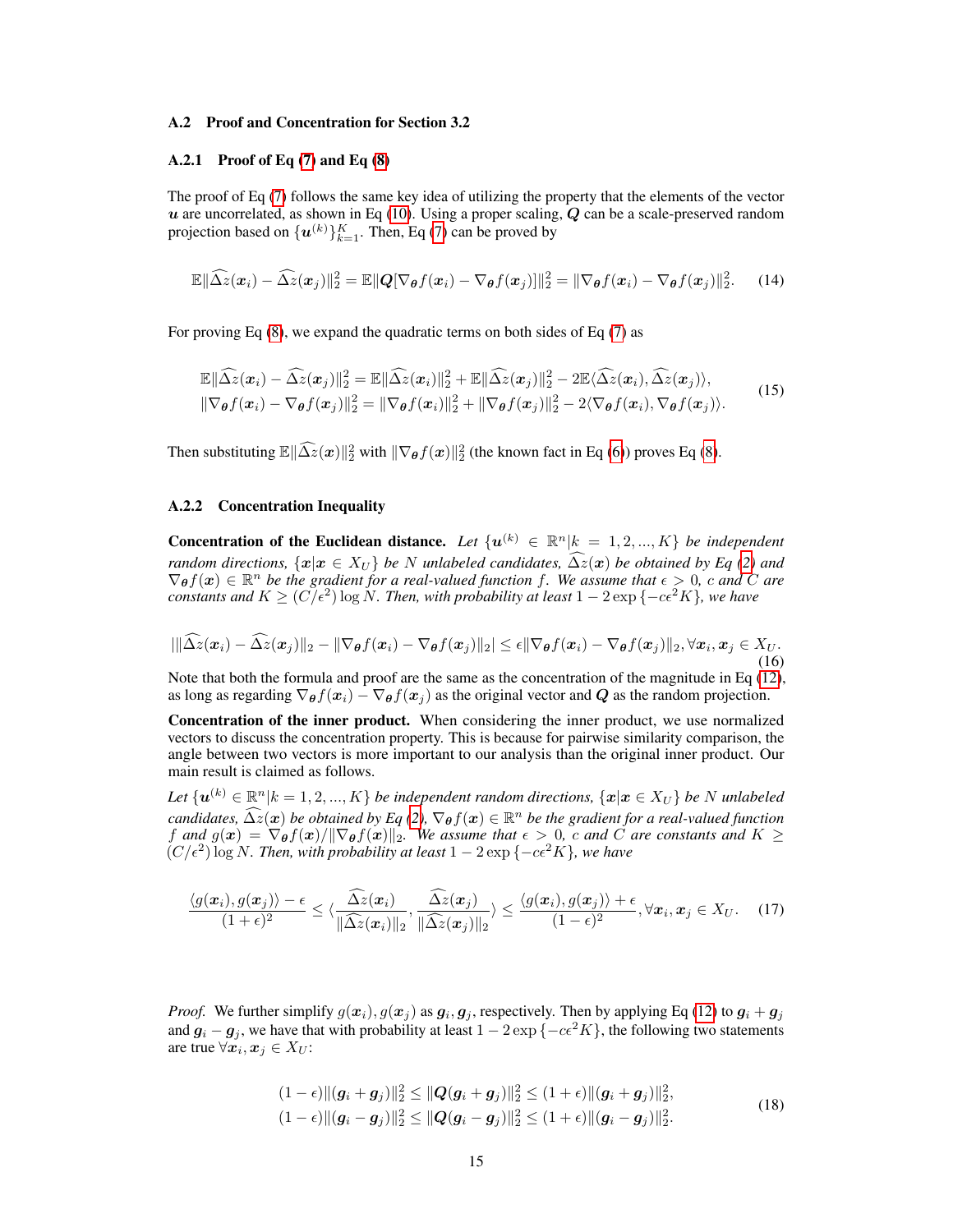### A.2 Proof and Concentration for Section 3.2

#### A.2.1 Proof of Eq (7) and Eq (8)

The proof of Eq (7) follows the same key idea of utilizing the property that the elements of the vector $\boldsymbol{u}$ are uncorrelated, as shown in Eq (10). Using a proper scaling, $\boldsymbol{Q}$ can be a scale-preserved random projection based on $\{\boldsymbol{u}^{(k)}\}_{k=1}^{K}$. Then, Eq (7) can be proved by

$$\mathbb{E}\|\widehat{\Delta z}(\boldsymbol{x}_i) - \widehat{\Delta z}(\boldsymbol{x}_j)\|_2^2 = \mathbb{E}\|\boldsymbol{Q}[\nabla_{\boldsymbol{\theta}} f(\boldsymbol{x}_i) - \nabla_{\boldsymbol{\theta}} f(\boldsymbol{x}_j)]\|_2^2 = \|\nabla_{\boldsymbol{\theta}} f(\boldsymbol{x}_i) - \nabla_{\boldsymbol{\theta}} f(\boldsymbol{x}_j)\|_2^2. \tag{14}$$

For proving Eq (8), we expand the quadratic terms on both sides of Eq (7) as

$$\begin{aligned}
&\mathbb{E}\|\widehat{\Delta z}(\boldsymbol{x}_i) - \widehat{\Delta z}(\boldsymbol{x}_j)\|_2^2 = \mathbb{E}\|\widehat{\Delta z}(\boldsymbol{x}_i)\|_2^2 + \mathbb{E}\|\widehat{\Delta z}(\boldsymbol{x}_j)\|_2^2 - 2\mathbb{E}\langle \widehat{\Delta z}(\boldsymbol{x}_i), \widehat{\Delta z}(\boldsymbol{x}_j)\rangle, \\
&\|\nabla_{\boldsymbol{\theta}} f(\boldsymbol{x}_i) - \nabla_{\boldsymbol{\theta}} f(\boldsymbol{x}_j)\|_2^2 = \|\nabla_{\boldsymbol{\theta}} f(\boldsymbol{x}_i)\|_2^2 + \|\nabla_{\boldsymbol{\theta}} f(\boldsymbol{x}_j)\|_2^2 - 2\langle \nabla_{\boldsymbol{\theta}} f(\boldsymbol{x}_i), \nabla_{\boldsymbol{\theta}} f(\boldsymbol{x}_j)\rangle.
\end{aligned} \tag{15}$$

Then substituting $\mathbb{E}\|\widehat{\Delta z}(\boldsymbol{x})\|_2^2$ with $\|\nabla_{\boldsymbol{\theta}} f(\boldsymbol{x})\|_2^2$ (the known fact in Eq (6)) proves Eq (8).

#### A.2.2 Concentration Inequality

**Concentration of the Euclidean distance.** *Let $\{\boldsymbol{u}^{(k)} \in \mathbb{R}^n | k = 1, 2, ..., K\}$ be independent random directions, $\{\boldsymbol{x} | \boldsymbol{x} \in X_U\}$ be $N$ unlabeled candidates, $\widehat{\Delta z}(\boldsymbol{x})$ be obtained by Eq (2) and $\nabla_{\boldsymbol{\theta}} f(\boldsymbol{x}) \in \mathbb{R}^n$ be the gradient for a real-valued function $f$. We assume that $\epsilon > 0$, $c$ and $C$ are constants and $K \geq (C/\epsilon^2)\log N$. Then, with probability at least $1 - 2\exp\{-c\epsilon^2 K\}$, we have*

$$\big|\|\widehat{\Delta z}(\boldsymbol{x}_i) - \widehat{\Delta z}(\boldsymbol{x}_j)\|_2 - \|\nabla_{\boldsymbol{\theta}} f(\boldsymbol{x}_i) - \nabla_{\boldsymbol{\theta}} f(\boldsymbol{x}_j)\|_2\big| \leq \epsilon \|\nabla_{\boldsymbol{\theta}} f(\boldsymbol{x}_i) - \nabla_{\boldsymbol{\theta}} f(\boldsymbol{x}_j)\|_2, \forall \boldsymbol{x}_i, \boldsymbol{x}_j \in X_U. \tag{16}$$

Note that both the formula and proof are the same as the concentration of the magnitude in Eq (12), as long as regarding $\nabla_{\boldsymbol{\theta}} f(\boldsymbol{x}_i) - \nabla_{\boldsymbol{\theta}} f(\boldsymbol{x}_j)$ as the original vector and $\boldsymbol{Q}$ as the random projection.

**Concentration of the inner product.** When considering the inner product, we use normalized vectors to discuss the concentration property. This is because for pairwise similarity comparison, the angle between two vectors is more important to our analysis than the original inner product. Our main result is claimed as follows.

*Let $\{\boldsymbol{u}^{(k)} \in \mathbb{R}^n | k = 1, 2, ..., K\}$ be independent random directions, $\{\boldsymbol{x} | \boldsymbol{x} \in X_U\}$ be $N$ unlabeled candidates, $\widehat{\Delta z}(\boldsymbol{x})$ be obtained by Eq (2), $\nabla_{\boldsymbol{\theta}} f(\boldsymbol{x}) \in \mathbb{R}^n$ be the gradient for a real-valued function $f$ and $g(\boldsymbol{x}) = \nabla_{\boldsymbol{\theta}} f(\boldsymbol{x}) / \|\nabla_{\boldsymbol{\theta}} f(\boldsymbol{x})\|_2$. We assume that $\epsilon > 0$, $c$ and $C$ are constants and $K \geq (C/\epsilon^2)\log N$. Then, with probability at least $1 - 2\exp\{-c\epsilon^2 K\}$, we have*

$$\frac{\langle g(\boldsymbol{x}_i), g(\boldsymbol{x}_j)\rangle - \epsilon}{(1+\epsilon)^2} \leq \langle \frac{\widehat{\Delta z}(\boldsymbol{x}_i)}{\|\widehat{\Delta z}(\boldsymbol{x}_i)\|_2}, \frac{\widehat{\Delta z}(\boldsymbol{x}_j)}{\|\widehat{\Delta z}(\boldsymbol{x}_j)\|_2}\rangle \leq \frac{\langle g(\boldsymbol{x}_i), g(\boldsymbol{x}_j)\rangle + \epsilon}{(1-\epsilon)^2}, \forall \boldsymbol{x}_i, \boldsymbol{x}_j \in X_U. \tag{17}$$

*Proof.* We further simplify $g(\boldsymbol{x}_i), g(\boldsymbol{x}_j)$ as $\boldsymbol{g}_i, \boldsymbol{g}_j$, respectively. Then by applying Eq (12) to $\boldsymbol{g}_i + \boldsymbol{g}_j$ and $\boldsymbol{g}_i - \boldsymbol{g}_j$, we have that with probability at least $1 - 2\exp\{-c\epsilon^2 K\}$, the following two statements are true $\forall \boldsymbol{x}_i, \boldsymbol{x}_j \in X_U$:

$$\begin{aligned}
(1-\epsilon)\|(\boldsymbol{g}_i + \boldsymbol{g}_j)\|_2^2 \leq \|\boldsymbol{Q}(\boldsymbol{g}_i + \boldsymbol{g}_j)\|_2^2 \leq (1+\epsilon)\|(\boldsymbol{g}_i + \boldsymbol{g}_j)\|_2^2, \\
(1-\epsilon)\|(\boldsymbol{g}_i - \boldsymbol{g}_j)\|_2^2 \leq \|\boldsymbol{Q}(\boldsymbol{g}_i - \boldsymbol{g}_j)\|_2^2 \leq (1+\epsilon)\|(\boldsymbol{g}_i - \boldsymbol{g}_j)\|_2^2.
\end{aligned} \tag{18}$$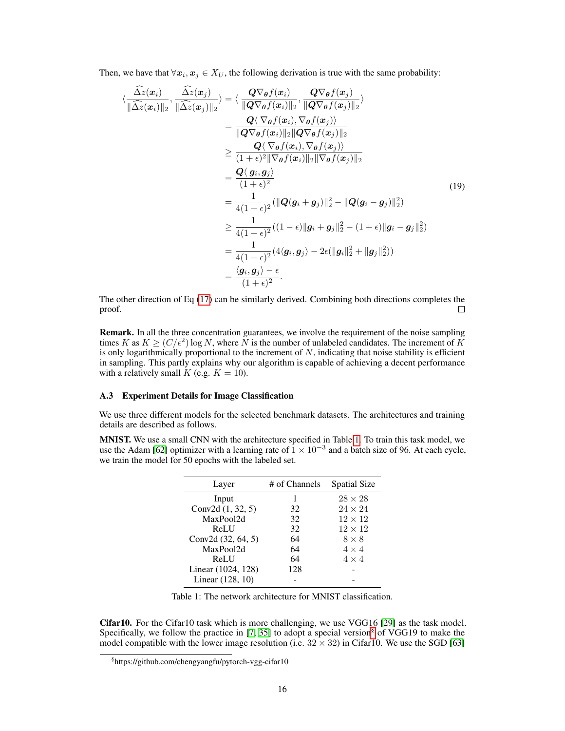Then, we have that $\forall \boldsymbol{x}_i, \boldsymbol{x}_j \in X_U$, the following derivation is true with the same probability:

$$
\begin{aligned}
\langle \frac{\widehat{\Delta z}(\boldsymbol{x}_i)}{\|\widehat{\Delta z}(\boldsymbol{x}_i)\|_2}, \frac{\widehat{\Delta z}(\boldsymbol{x}_j)}{\|\widehat{\Delta z}(\boldsymbol{x}_j)\|_2} \rangle &= \langle \frac{\boldsymbol{Q}\nabla_{\boldsymbol{\theta}} f(\boldsymbol{x}_i)}{\|\boldsymbol{Q}\nabla_{\boldsymbol{\theta}} f(\boldsymbol{x}_i)\|_2}, \frac{\boldsymbol{Q}\nabla_{\boldsymbol{\theta}} f(\boldsymbol{x}_j)}{\|\boldsymbol{Q}\nabla_{\boldsymbol{\theta}} f(\boldsymbol{x}_j)\|_2} \rangle \\
&= \frac{\boldsymbol{Q}\langle \nabla_{\boldsymbol{\theta}} f(\boldsymbol{x}_i), \nabla_{\boldsymbol{\theta}} f(\boldsymbol{x}_j) \rangle}{\|\boldsymbol{Q}\nabla_{\boldsymbol{\theta}} f(\boldsymbol{x}_i)\|_2 \|\boldsymbol{Q}\nabla_{\boldsymbol{\theta}} f(\boldsymbol{x}_j)\|_2} \\
&\geq \frac{\boldsymbol{Q}\langle \nabla_{\boldsymbol{\theta}} f(\boldsymbol{x}_i), \nabla_{\boldsymbol{\theta}} f(\boldsymbol{x}_j) \rangle}{(1+\epsilon)^2 \|\nabla_{\boldsymbol{\theta}} f(\boldsymbol{x}_i)\|_2 \|\nabla_{\boldsymbol{\theta}} f(\boldsymbol{x}_j)\|_2} \\
&= \frac{\boldsymbol{Q}\langle \boldsymbol{g}_i, \boldsymbol{g}_j \rangle}{(1+\epsilon)^2} \\
&= \frac{1}{4(1+\epsilon)^2} (\|\boldsymbol{Q}(\boldsymbol{g}_i + \boldsymbol{g}_j)\|_2^2 - \|\boldsymbol{Q}(\boldsymbol{g}_i - \boldsymbol{g}_j)\|_2^2) \\
&\geq \frac{1}{4(1+\epsilon)^2} ((1-\epsilon)\|\boldsymbol{g}_i + \boldsymbol{g}_j\|_2^2 - (1+\epsilon)\|\boldsymbol{g}_i - \boldsymbol{g}_j\|_2^2) \\
&= \frac{1}{4(1+\epsilon)^2} (4\langle \boldsymbol{g}_i, \boldsymbol{g}_j \rangle - 2\epsilon(\|\boldsymbol{g}_i\|_2^2 + \|\boldsymbol{g}_j\|_2^2)) \\
&= \frac{\langle \boldsymbol{g}_i, \boldsymbol{g}_j \rangle - \epsilon}{(1+\epsilon)^2}.
\end{aligned}
\tag{19}
$$

The other direction of Eq (17) can be similarly derived. Combining both directions completes the proof. □

**Remark.** In all the three concentration guarantees, we involve the requirement of the noise sampling times $K$ as $K \geq (C/\epsilon^2) \log N$, where $N$ is the number of unlabeled candidates. The increment of $K$ is only logarithmically proportional to the increment of $N$, indicating that noise stability is efficient in sampling. This partly explains why our algorithm is capable of achieving a decent performance with a relatively small $K$ (e.g. $K = 10$).

### A.3 Experiment Details for Image Classification

We use three different models for the selected benchmark datasets. The architectures and training details are described as follows.

**MNIST.** We use a small CNN with the architecture specified in Table 1. To train this task model, we use the Adam [62] optimizer with a learning rate of $1 \times 10^{-3}$ and a batch size of 96. At each cycle, we train the model for 50 epochs with the labeled set.

| Layer | # of Channels | Spatial Size |
|---|---|---|
| Input | 1 | $28 \times 28$ |
| Conv2d (1, 32, 5) | 32 | $24 \times 24$ |
| MaxPool2d | 32 | $12 \times 12$ |
| ReLU | 32 | $12 \times 12$ |
| Conv2d (32, 64, 5) | 64 | $8 \times 8$ |
| MaxPool2d | 64 | $4 \times 4$ |
| ReLU | 64 | $4 \times 4$ |
| Linear (1024, 128) | 128 | - |
| Linear (128, 10) | - | - |

Table 1: The network architecture for MNIST classification.

**Cifar10.** For the Cifar10 task which is more challenging, we use VGG16 [29] as the task model. Specifically, we follow the practice in [7, 35] to adopt a special version[§] of VGG19 to make the model compatible with the lower image resolution (i.e. $32 \times 32$) in Cifar10. We use the SGD [63]

[§]https://github.com/chengyangfu/pytorch-vgg-cifar10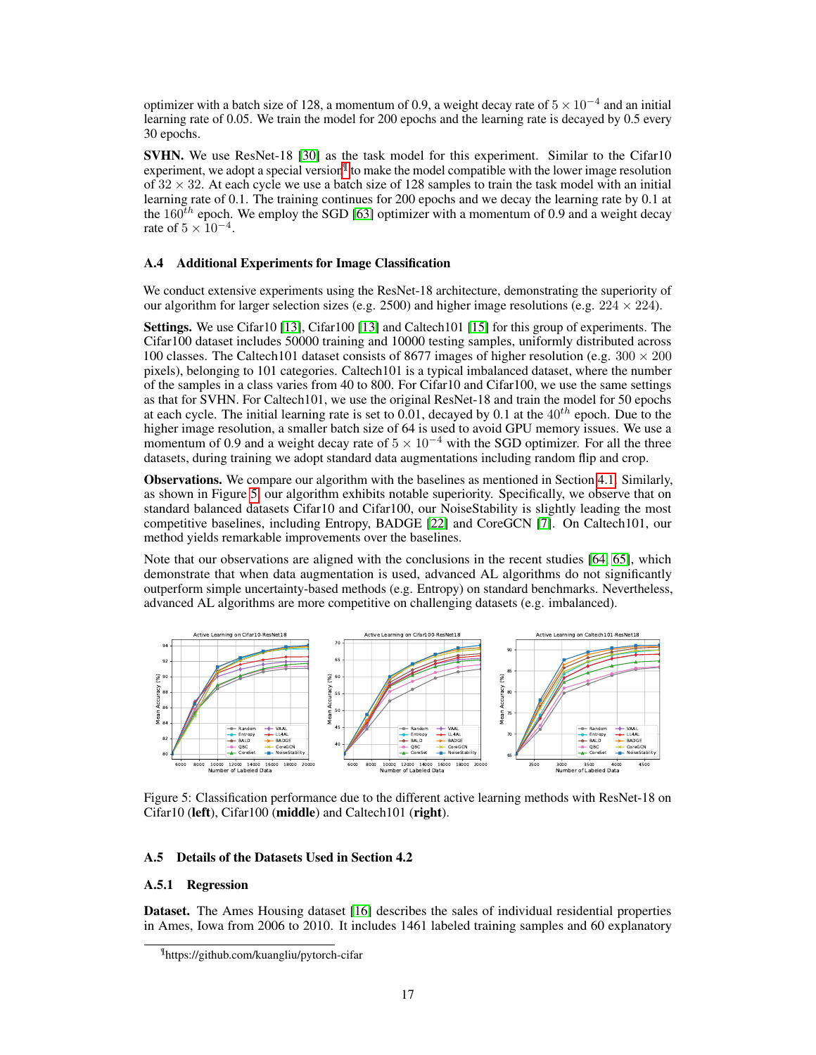optimizer with a batch size of 128, a momentum of 0.9, a weight decay rate of $5 \times 10^{-4}$ and an initial learning rate of 0.05. We train the model for 200 epochs and the learning rate is decayed by 0.5 every 30 epochs.

**SVHN.** We use ResNet-18 [30] as the task model for this experiment. Similar to the Cifar10 experiment, we adopt a special version[¶] to make the model compatible with the lower image resolution of $32 \times 32$. At each cycle we use a batch size of 128 samples to train the task model with an initial learning rate of 0.1. The training continues for 200 epochs and we decay the learning rate by 0.1 at the $160^{th}$ epoch. We employ the SGD [63] optimizer with a momentum of 0.9 and a weight decay rate of $5 \times 10^{-4}$.

### A.4 Additional Experiments for Image Classification

We conduct extensive experiments using the ResNet-18 architecture, demonstrating the superiority of our algorithm for larger selection sizes (e.g. 2500) and higher image resolutions (e.g. $224 \times 224$).

**Settings.** We use Cifar10 [13], Cifar100 [13] and Caltech101 [15] for this group of experiments. The Cifar100 dataset includes 50000 training and 10000 testing samples, uniformly distributed across 100 classes. The Caltech101 dataset consists of 8677 images of higher resolution (e.g. $300 \times 200$ pixels), belonging to 101 categories. Caltech101 is a typical imbalanced dataset, where the number of the samples in a class varies from 40 to 800. For Cifar10 and Cifar100, we use the same settings as that for SVHN. For Caltech101, we use the original ResNet-18 and train the model for 50 epochs at each cycle. The initial learning rate is set to 0.01, decayed by 0.1 at the $40^{th}$ epoch. Due to the higher image resolution, a smaller batch size of 64 is used to avoid GPU memory issues. We use a momentum of 0.9 and a weight decay rate of $5 \times 10^{-4}$ with the SGD optimizer. For all the three datasets, during training we adopt standard data augmentations including random flip and crop.

**Observations.** We compare our algorithm with the baselines as mentioned in Section 4.1. Similarly, as shown in Figure 5, our algorithm exhibits notable superiority. Specifically, we observe that on standard balanced datasets Cifar10 and Cifar100, our NoiseStability is slightly leading the most competitive baselines, including Entropy, BADGE [22] and CoreGCN [7]. On Caltech101, our method yields remarkable improvements over the baselines.

Note that our observations are aligned with the conclusions in the recent studies [64, 65], which demonstrate that when data augmentation is used, advanced AL algorithms do not significantly outperform simple uncertainty-based methods (e.g. Entropy) on standard benchmarks. Nevertheless, advanced AL algorithms are more competitive on challenging datasets (e.g. imbalanced).

Figure 5: Classification performance due to the different active learning methods with ResNet-18 on Cifar10 (**left**), Cifar100 (**middle**) and Caltech101 (**right**).

### A.5 Details of the Datasets Used in Section 4.2

#### A.5.1 Regression

**Dataset.** The Ames Housing dataset [16] describes the sales of individual residential properties in Ames, Iowa from 2006 to 2010. It includes 1461 labeled training samples and 60 explanatory

[¶]https://github.com/kuangliu/pytorch-cifar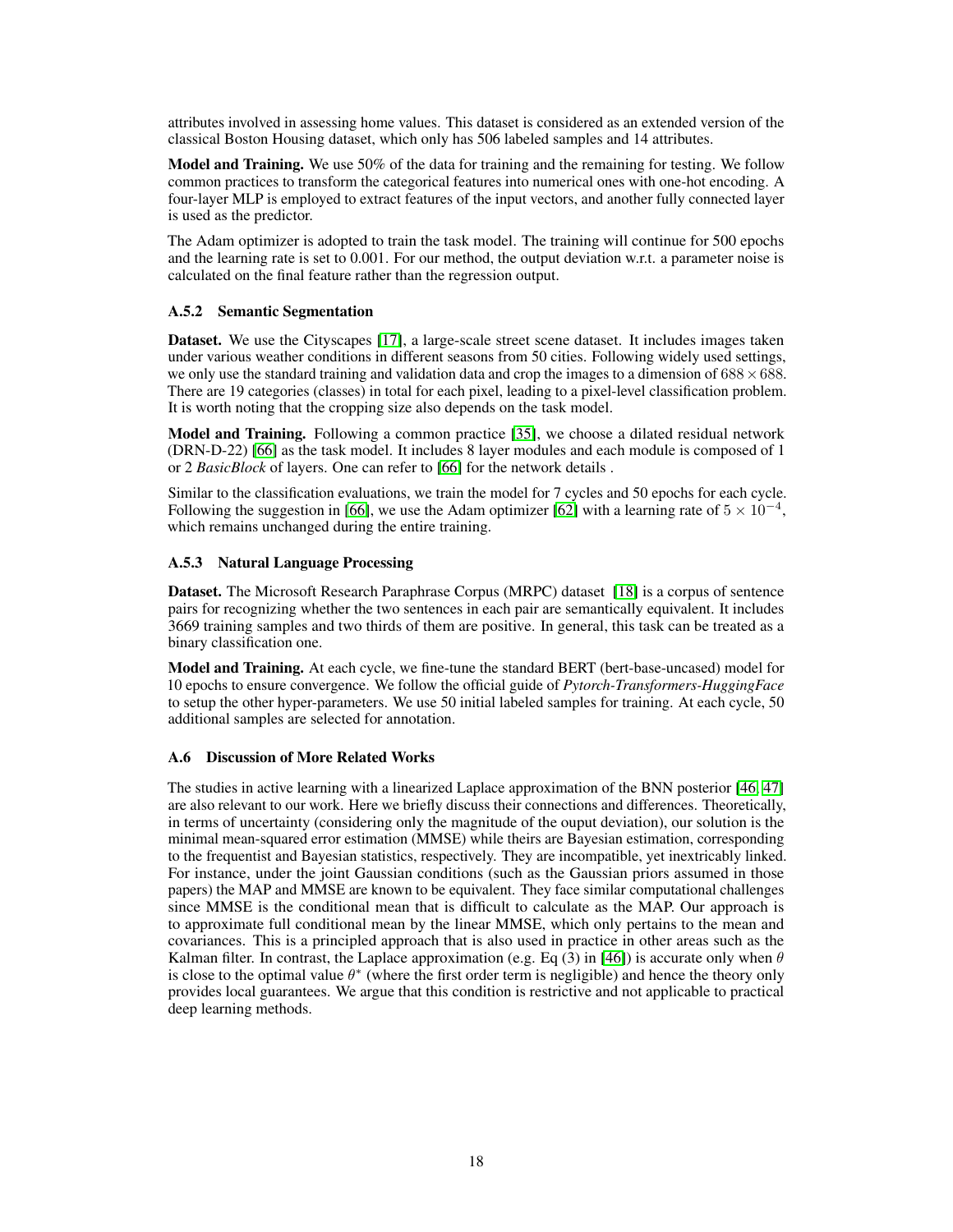attributes involved in assessing home values. This dataset is considered as an extended version of the classical Boston Housing dataset, which only has 506 labeled samples and 14 attributes.

**Model and Training.** We use 50% of the data for training and the remaining for testing. We follow common practices to transform the categorical features into numerical ones with one-hot encoding. A four-layer MLP is employed to extract features of the input vectors, and another fully connected layer is used as the predictor.

The Adam optimizer is adopted to train the task model. The training will continue for 500 epochs and the learning rate is set to 0.001. For our method, the output deviation w.r.t. a parameter noise is calculated on the final feature rather than the regression output.

### A.5.2 Semantic Segmentation

**Dataset.** We use the Cityscapes [17], a large-scale street scene dataset. It includes images taken under various weather conditions in different seasons from 50 cities. Following widely used settings, we only use the standard training and validation data and crop the images to a dimension of $688 \times 688$. There are 19 categories (classes) in total for each pixel, leading to a pixel-level classification problem. It is worth noting that the cropping size also depends on the task model.

**Model and Training.** Following a common practice [35], we choose a dilated residual network (DRN-D-22) [66] as the task model. It includes 8 layer modules and each module is composed of 1 or 2 *BasicBlock* of layers. One can refer to [66] for the network details .

Similar to the classification evaluations, we train the model for 7 cycles and 50 epochs for each cycle. Following the suggestion in [66], we use the Adam optimizer [62] with a learning rate of $5 \times 10^{-4}$, which remains unchanged during the entire training.

### A.5.3 Natural Language Processing

**Dataset.** The Microsoft Research Paraphrase Corpus (MRPC) dataset [18] is a corpus of sentence pairs for recognizing whether the two sentences in each pair are semantically equivalent. It includes 3669 training samples and two thirds of them are positive. In general, this task can be treated as a binary classification one.

**Model and Training.** At each cycle, we fine-tune the standard BERT (bert-base-uncased) model for 10 epochs to ensure convergence. We follow the official guide of *Pytorch-Transformers-HuggingFace* to setup the other hyper-parameters. We use 50 initial labeled samples for training. At each cycle, 50 additional samples are selected for annotation.

## A.6 Discussion of More Related Works

The studies in active learning with a linearized Laplace approximation of the BNN posterior [46, 47] are also relevant to our work. Here we briefly discuss their connections and differences. Theoretically, in terms of uncertainty (considering only the magnitude of the ouput deviation), our solution is the minimal mean-squared error estimation (MMSE) while theirs are Bayesian estimation, corresponding to the frequentist and Bayesian statistics, respectively. They are incompatible, yet inextricably linked. For instance, under the joint Gaussian conditions (such as the Gaussian priors assumed in those papers) the MAP and MMSE are known to be equivalent. They face similar computational challenges since MMSE is the conditional mean that is difficult to calculate as the MAP. Our approach is to approximate full conditional mean by the linear MMSE, which only pertains to the mean and covariances. This is a principled approach that is also used in practice in other areas such as the Kalman filter. In contrast, the Laplace approximation (e.g. Eq (3) in [46]) is accurate only when $\theta$ is close to the optimal value $\theta^*$ (where the first order term is negligible) and hence the theory only provides local guarantees. We argue that this condition is restrictive and not applicable to practical deep learning methods.